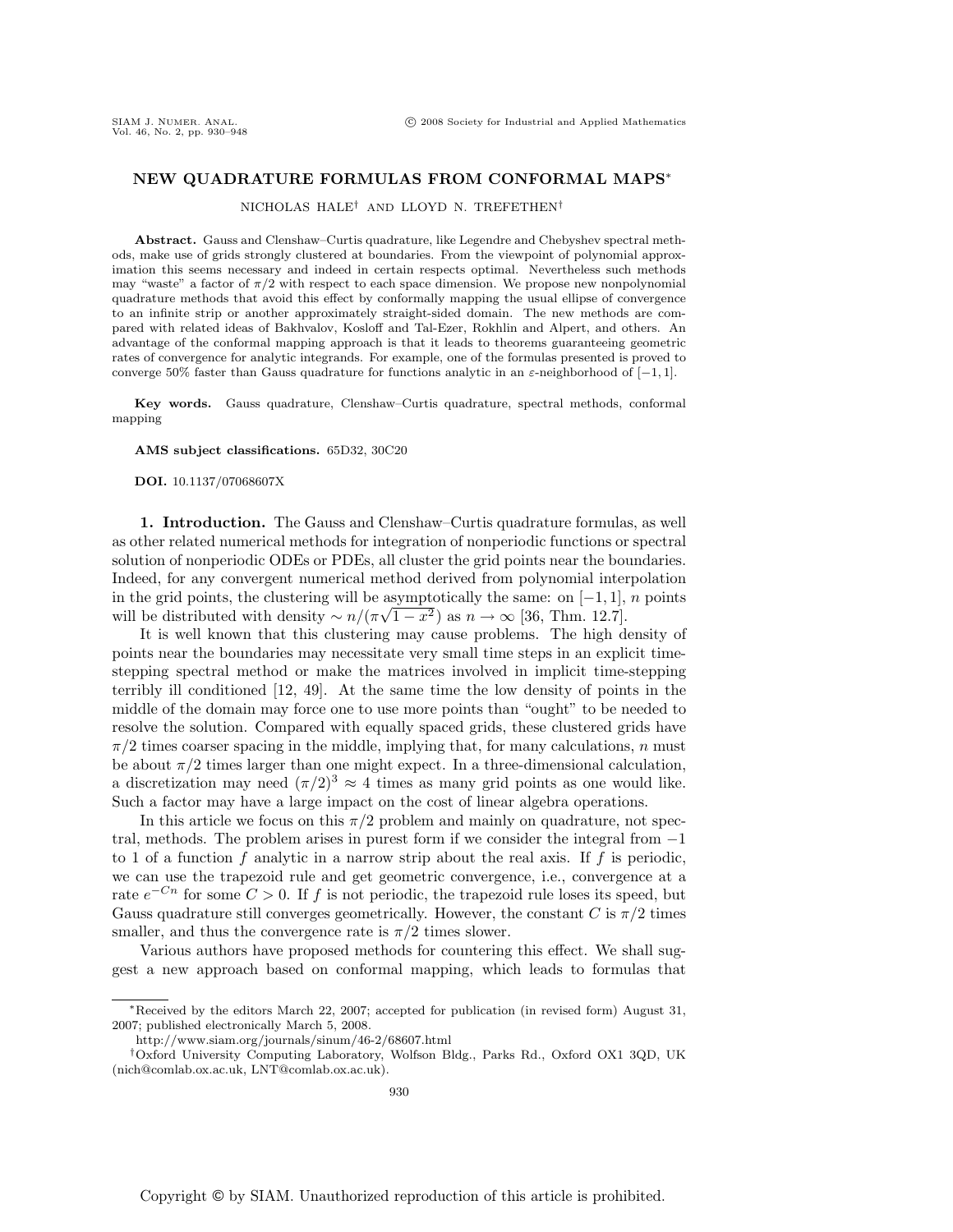# NEW QUADRATURE FORMULAS FROM CONFORMAL MAPS*

NICHOLAS HALE† AND LLOYD N. TREFETHEN†

**Abstract.** Gauss and Clenshaw–Curtis quadrature, like Legendre and Chebyshev spectral methods, make use of grids strongly clustered at boundaries. From the viewpoint of polynomial approximation this seems necessary and indeed in certain respects optimal. Nevertheless such methods may "waste" a factor of $\pi/2$ with respect to each space dimension. We propose new nonpolynomial quadrature methods that avoid this effect by conformally mapping the usual ellipse of convergence to an infinite strip or another approximately straight-sided domain. The new methods are compared with related ideas of Bakhvalov, Kosloff and Tal-Ezer, Rokhlin and Alpert, and others. An advantage of the conformal mapping approach is that it leads to theorems guaranteeing geometric rates of convergence for analytic integrands. For example, one of the formulas presented is proved to converge 50% faster than Gauss quadrature for functions analytic in an $\varepsilon$-neighborhood of $[-1, 1]$.

**Key words.** Gauss quadrature, Clenshaw–Curtis quadrature, spectral methods, conformal mapping

**AMS subject classifications.** 65D32, 30C20

**DOI.** 10.1137/07068607X

## 1. Introduction.

The Gauss and Clenshaw–Curtis quadrature formulas, as well as other related numerical methods for integration of nonperiodic functions or spectral solution of nonperiodic ODEs or PDEs, all cluster the grid points near the boundaries. Indeed, for any convergent numerical method derived from polynomial interpolation in the grid points, the clustering will be asymptotically the same: on $[-1, 1]$, $n$ points will be distributed with density $\sim n/(\pi\sqrt{1-x^2})$ as $n \to \infty$ [36, Thm. 12.7].

It is well known that this clustering may cause problems. The high density of points near the boundaries may necessitate very small time steps in an explicit time-stepping spectral method or make the matrices involved in implicit time-stepping terribly ill conditioned [12, 49]. At the same time the low density of points in the middle of the domain may force one to use more points than "ought" to be needed to resolve the solution. Compared with equally spaced grids, these clustered grids have $\pi/2$ times coarser spacing in the middle, implying that, for many calculations, $n$ must be about $\pi/2$ times larger than one might expect. In a three-dimensional calculation, a discretization may need $(\pi/2)^3 \approx 4$ times as many grid points as one would like. Such a factor may have a large impact on the cost of linear algebra operations.

In this article we focus on this $\pi/2$ problem and mainly on quadrature, not spectral, methods. The problem arises in purest form if we consider the integral from $-1$ to $1$ of a function $f$ analytic in a narrow strip about the real axis. If $f$ is periodic, we can use the trapezoid rule and get geometric convergence, i.e., convergence at a rate $e^{-Cn}$ for some $C > 0$. If $f$ is not periodic, the trapezoid rule loses its speed, but Gauss quadrature still converges geometrically. However, the constant $C$ is $\pi/2$ times smaller, and thus the convergence rate is $\pi/2$ times slower.

Various authors have proposed methods for countering this effect. We shall suggest a new approach based on conformal mapping, which leads to formulas that

---

*Received by the editors March 22, 2007; accepted for publication (in revised form) August 31, 2007; published electronically March 5, 2008.

http://www.siam.org/journals/sinum/46-2/68607.html

†Oxford University Computing Laboratory, Wolfson Bldg., Parks Rd., Oxford OX1 3QD, UK (nich@comlab.ox.ac.uk, LNT@comlab.ox.ac.uk).

Copyright © by SIAM. Unauthorized reproduction of this article is prohibited.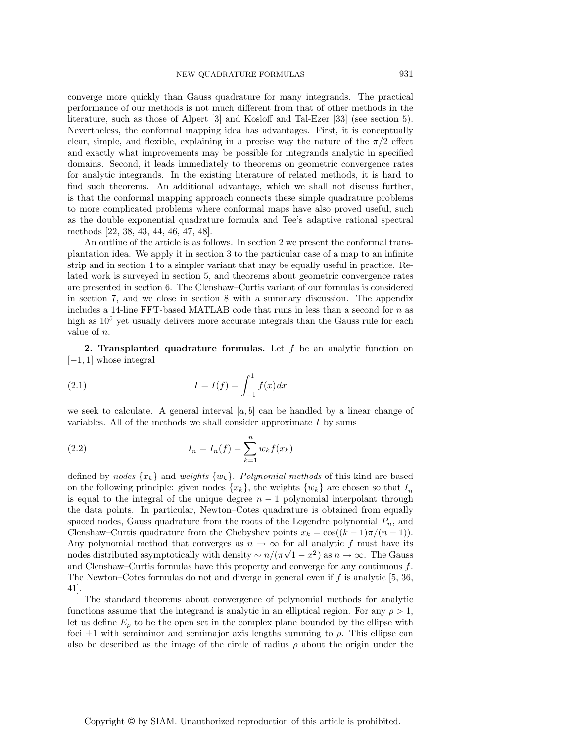converge more quickly than Gauss quadrature for many integrands. The practical performance of our methods is not much different from that of other methods in the literature, such as those of Alpert [3] and Kosloff and Tal-Ezer [33] (see section 5). Nevertheless, the conformal mapping idea has advantages. First, it is conceptually clear, simple, and flexible, explaining in a precise way the nature of the $\pi/2$ effect and exactly what improvements may be possible for integrands analytic in specified domains. Second, it leads immediately to theorems on geometric convergence rates for analytic integrands. In the existing literature of related methods, it is hard to find such theorems. An additional advantage, which we shall not discuss further, is that the conformal mapping approach connects these simple quadrature problems to more complicated problems where conformal maps have also proved useful, such as the double exponential quadrature formula and Tee's adaptive rational spectral methods [22, 38, 43, 44, 46, 47, 48].

An outline of the article is as follows. In section 2 we present the conformal transplantation idea. We apply it in section 3 to the particular case of a map to an infinite strip and in section 4 to a simpler variant that may be equally useful in practice. Related work is surveyed in section 5, and theorems about geometric convergence rates are presented in section 6. The Clenshaw–Curtis variant of our formulas is considered in section 7, and we close in section 8 with a summary discussion. The appendix includes a 14-line FFT-based MATLAB code that runs in less than a second for $n$ as high as $10^5$ yet usually delivers more accurate integrals than the Gauss rule for each value of $n$.

## 2. Transplanted quadrature formulas.

Let $f$ be an analytic function on $[-1, 1]$ whose integral

$$I = I(f) = \int_{-1}^{1} f(x)\,dx \tag{2.1}$$

we seek to calculate. A general interval $[a, b]$ can be handled by a linear change of variables. All of the methods we shall consider approximate $I$ by sums

$$I_n = I_n(f) = \sum_{k=1}^{n} w_k f(x_k) \tag{2.2}$$

defined by *nodes* $\{x_k\}$ and *weights* $\{w_k\}$. *Polynomial methods* of this kind are based on the following principle: given nodes $\{x_k\}$, the weights $\{w_k\}$ are chosen so that $I_n$ is equal to the integral of the unique degree $n-1$ polynomial interpolant through the data points. In particular, Newton–Cotes quadrature is obtained from equally spaced nodes, Gauss quadrature from the roots of the Legendre polynomial $P_n$, and Clenshaw–Curtis quadrature from the Chebyshev points $x_k = \cos((k-1)\pi/(n-1))$. Any polynomial method that converges as $n \to \infty$ for all analytic $f$ must have its nodes distributed asymptotically with density $\sim n/(\pi\sqrt{1-x^2})$ as $n \to \infty$. The Gauss and Clenshaw–Curtis formulas have this property and converge for any continuous $f$. The Newton–Cotes formulas do not and diverge in general even if $f$ is analytic [5, 36, 41].

The standard theorems about convergence of polynomial methods for analytic functions assume that the integrand is analytic in an elliptical region. For any $\rho > 1$, let us define $E_\rho$ to be the open set in the complex plane bounded by the ellipse with foci $\pm 1$ with semiminor and semimajor axis lengths summing to $\rho$. This ellipse can also be described as the image of the circle of radius $\rho$ about the origin under the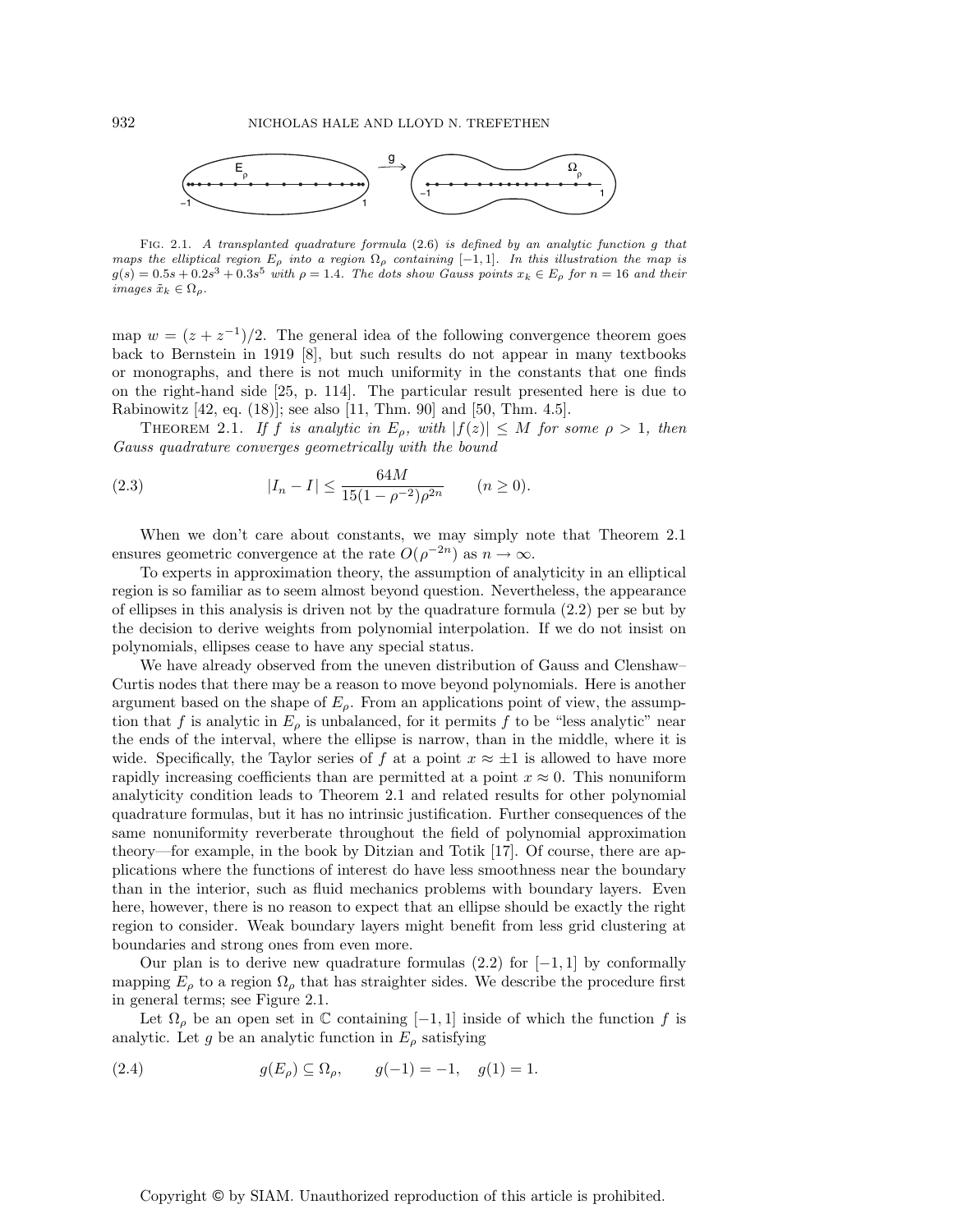FIG. 2.1. *A transplanted quadrature formula* (2.6) *is defined by an analytic function $g$ that maps the elliptical region $E_\rho$ into a region $\Omega_\rho$ containing $[-1,1]$. In this illustration the map is $g(s) = 0.5s + 0.2s^3 + 0.3s^5$ with $\rho = 1.4$. The dots show Gauss points $x_k \in E_\rho$ for $n = 16$ and their images $\tilde{x}_k \in \Omega_\rho$.*

map $w = (z + z^{-1})/2$. The general idea of the following convergence theorem goes back to Bernstein in 1919 [8], but such results do not appear in many textbooks or monographs, and there is not much uniformity in the constants that one finds on the right-hand side [25, p. 114]. The particular result presented here is due to Rabinowitz [42, eq. (18)]; see also [11, Thm. 90] and [50, Thm. 4.5].

THEOREM 2.1. *If $f$ is analytic in $E_\rho$, with $|f(z)| \le M$ for some $\rho > 1$, then Gauss quadrature converges geometrically with the bound*

$$|I_n - I| \le \frac{64M}{15(1-\rho^{-2})\rho^{2n}} \qquad (n \ge 0). \tag{2.3}$$

When we don't care about constants, we may simply note that Theorem 2.1 ensures geometric convergence at the rate $O(\rho^{-2n})$ as $n \to \infty$.

To experts in approximation theory, the assumption of analyticity in an elliptical region is so familiar as to seem almost beyond question. Nevertheless, the appearance of ellipses in this analysis is driven not by the quadrature formula (2.2) per se but by the decision to derive weights from polynomial interpolation. If we do not insist on polynomials, ellipses cease to have any special status.

We have already observed from the uneven distribution of Gauss and Clenshaw–Curtis nodes that there may be a reason to move beyond polynomials. Here is another argument based on the shape of $E_\rho$. From an applications point of view, the assumption that $f$ is analytic in $E_\rho$ is unbalanced, for it permits $f$ to be "less analytic" near the ends of the interval, where the ellipse is narrow, than in the middle, where it is wide. Specifically, the Taylor series of $f$ at a point $x \approx \pm 1$ is allowed to have more rapidly increasing coefficients than are permitted at a point $x \approx 0$. This nonuniform analyticity condition leads to Theorem 2.1 and related results for other polynomial quadrature formulas, but it has no intrinsic justification. Further consequences of the same nonuniformity reverberate throughout the field of polynomial approximation theory—for example, in the book by Ditzian and Totik [17]. Of course, there are applications where the functions of interest do have less smoothness near the boundary than in the interior, such as fluid mechanics problems with boundary layers. Even here, however, there is no reason to expect that an ellipse should be exactly the right region to consider. Weak boundary layers might benefit from less grid clustering at boundaries and strong ones from even more.

Our plan is to derive new quadrature formulas (2.2) for $[-1,1]$ by conformally mapping $E_\rho$ to a region $\Omega_\rho$ that has straighter sides. We describe the procedure first in general terms; see Figure 2.1.

Let $\Omega_\rho$ be an open set in $\mathbb{C}$ containing $[-1,1]$ inside of which the function $f$ is analytic. Let $g$ be an analytic function in $E_\rho$ satisfying

$$g(E_\rho) \subseteq \Omega_\rho, \qquad g(-1) = -1, \quad g(1) = 1. \tag{2.4}$$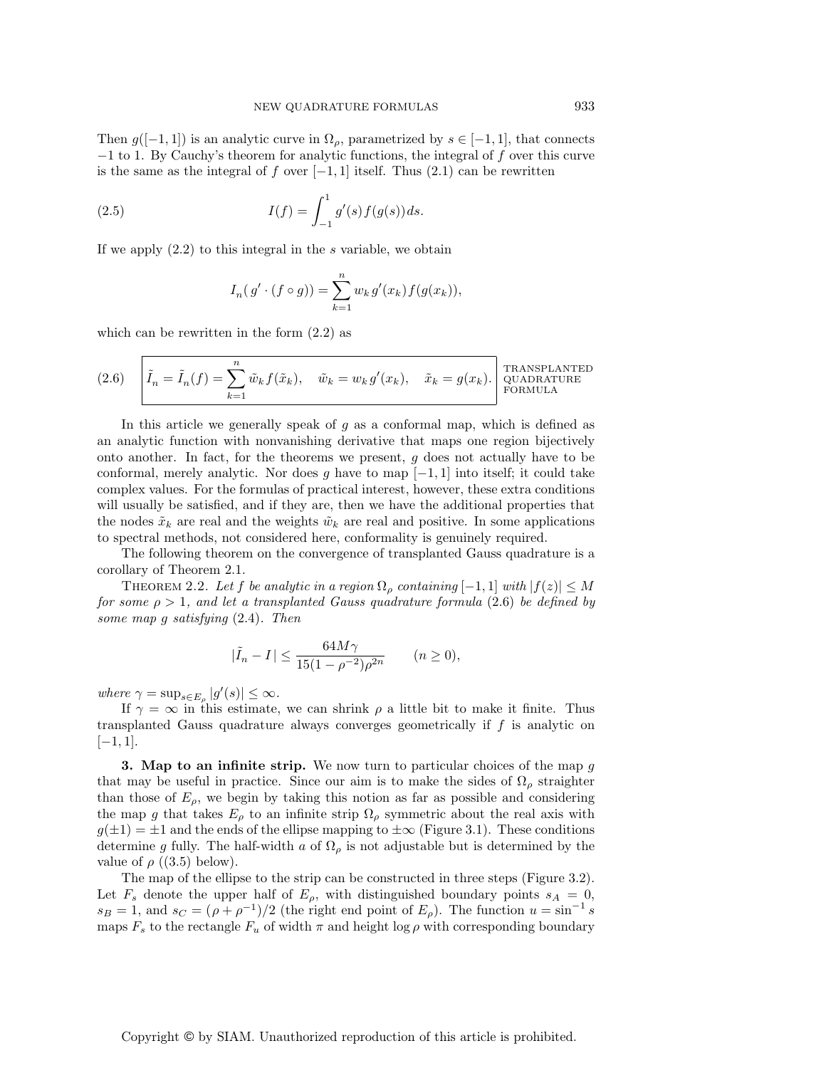Then $g([-1,1])$ is an analytic curve in $\Omega_\rho$, parametrized by $s \in [-1,1]$, that connects $-1$ to 1. By Cauchy's theorem for analytic functions, the integral of $f$ over this curve is the same as the integral of $f$ over $[-1,1]$ itself. Thus (2.1) can be rewritten

$$I(f) = \int_{-1}^{1} g'(s) f(g(s))\, ds. \tag{2.5}$$

If we apply (2.2) to this integral in the $s$ variable, we obtain

$$I_n(\, g' \cdot (f \circ g)) = \sum_{k=1}^{n} w_k g'(x_k) f(g(x_k)),$$

which can be rewritten in the form (2.2) as

$$\boxed{\tilde{I}_n = \tilde{I}_n(f) = \sum_{k=1}^{n} \tilde{w}_k f(\tilde{x}_k), \quad \tilde{w}_k = w_k g'(x_k), \quad \tilde{x}_k = g(x_k).} \tag{2.6}$$

TRANSPLANTED QUADRATURE FORMULA

In this article we generally speak of $g$ as a conformal map, which is defined as an analytic function with nonvanishing derivative that maps one region bijectively onto another. In fact, for the theorems we present, $g$ does not actually have to be conformal, merely analytic. Nor does $g$ have to map $[-1,1]$ into itself; it could take complex values. For the formulas of practical interest, however, these extra conditions will usually be satisfied, and if they are, then we have the additional properties that the nodes $\tilde{x}_k$ are real and the weights $\tilde{w}_k$ are real and positive. In some applications to spectral methods, not considered here, conformality is genuinely required.

The following theorem on the convergence of transplanted Gauss quadrature is a corollary of Theorem 2.1.

Theorem 2.2. *Let $f$ be analytic in a region $\Omega_\rho$ containing $[-1,1]$ with $|f(z)| \le M$ for some $\rho > 1$, and let a transplanted Gauss quadrature formula* (2.6) *be defined by some map $g$ satisfying* (2.4)*. Then*

$$|\tilde{I}_n - I| \le \frac{64 M \gamma}{15(1-\rho^{-2})\rho^{2n}} \qquad (n \ge 0),$$

*where* $\gamma = \sup_{s \in E_\rho} |g'(s)| \le \infty$.

If $\gamma = \infty$ in this estimate, we can shrink $\rho$ a little bit to make it finite. Thus transplanted Gauss quadrature always converges geometrically if $f$ is analytic on $[-1,1]$.

**3. Map to an infinite strip.** We now turn to particular choices of the map $g$ that may be useful in practice. Since our aim is to make the sides of $\Omega_\rho$ straighter than those of $E_\rho$, we begin by taking this notion as far as possible and considering the map $g$ that takes $E_\rho$ to an infinite strip $\Omega_\rho$ symmetric about the real axis with $g(\pm 1) = \pm 1$ and the ends of the ellipse mapping to $\pm\infty$ (Figure 3.1). These conditions determine $g$ fully. The half-width $a$ of $\Omega_\rho$ is not adjustable but is determined by the value of $\rho$ ((3.5) below).

The map of the ellipse to the strip can be constructed in three steps (Figure 3.2). Let $F_s$ denote the upper half of $E_\rho$, with distinguished boundary points $s_A = 0$, $s_B = 1$, and $s_C = (\rho + \rho^{-1})/2$ (the right end point of $E_\rho$). The function $u = \sin^{-1} s$ maps $F_s$ to the rectangle $F_u$ of width $\pi$ and height $\log \rho$ with corresponding boundary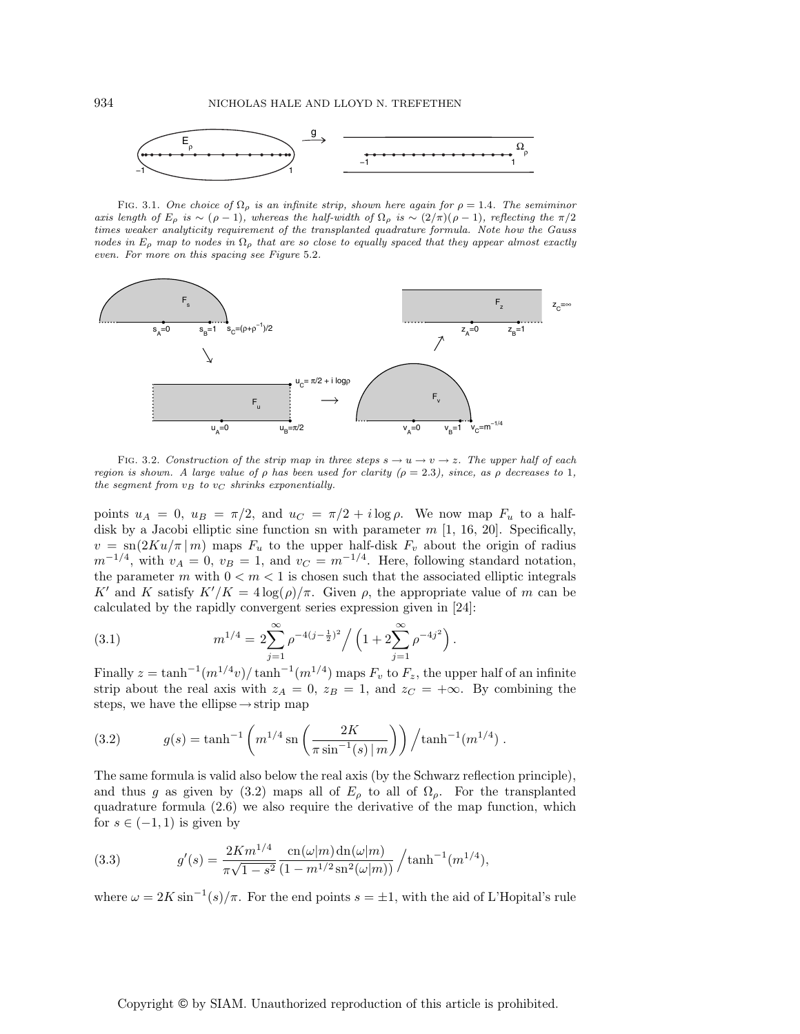Fig. 3.1. *One choice of $\Omega_\rho$ is an infinite strip, shown here again for $\rho = 1.4$. The semiminor axis length of $E_\rho$ is $\sim(\rho - 1)$, whereas the half-width of $\Omega_\rho$ is $\sim(2/\pi)(\rho-1)$, reflecting the $\pi/2$ times weaker analyticity requirement of the transplanted quadrature formula. Note how the Gauss nodes in $E_\rho$ map to nodes in $\Omega_\rho$ that are so close to equally spaced that they appear almost exactly even. For more on this spacing see Figure 5.2.*

Fig. 3.2. *Construction of the strip map in three steps $s \to u \to v \to z$. The upper half of each region is shown. A large value of $\rho$ has been used for clarity ($\rho = 2.3$), since, as $\rho$ decreases to 1, the segment from $v_B$ to $v_C$ shrinks exponentially.*

points $u_A = 0$, $u_B = \pi/2$, and $u_C = \pi/2 + i\log\rho$. We now map $F_u$ to a half-disk by a Jacobi elliptic sine function sn with parameter $m$ [1, 16, 20]. Specifically, $v = \mathrm{sn}(2Ku/\pi\,|\,m)$ maps $F_u$ to the upper half-disk $F_v$ about the origin of radius $m^{-1/4}$, with $v_A = 0$, $v_B = 1$, and $v_C = m^{-1/4}$. Here, following standard notation, the parameter $m$ with $0 < m < 1$ is chosen such that the associated elliptic integrals $K'$ and $K$ satisfy $K'/K = 4\log(\rho)/\pi$. Given $\rho$, the appropriate value of $m$ can be calculated by the rapidly convergent series expression given in [24]:

$$m^{1/4} = 2\sum_{j=1}^{\infty}\rho^{-4(j-\frac{1}{2})^2}\Big/\Big(1 + 2\sum_{j=1}^{\infty}\rho^{-4j^2}\Big). \tag{3.1}$$

Finally $z = \tanh^{-1}(m^{1/4}v)/\tanh^{-1}(m^{1/4})$ maps $F_v$ to $F_z$, the upper half of an infinite strip about the real axis with $z_A = 0$, $z_B = 1$, and $z_C = +\infty$. By combining the steps, we have the ellipse$\to$strip map

$$g(s) = \tanh^{-1}\left(m^{1/4}\,\mathrm{sn}\left(\frac{2K}{\pi}\sin^{-1}(s)\,|\,m\right)\right)\Big/\tanh^{-1}(m^{1/4}). \tag{3.2}$$

The same formula is valid also below the real axis (by the Schwarz reflection principle), and thus $g$ as given by (3.2) maps all of $E_\rho$ to all of $\Omega_\rho$. For the transplanted quadrature formula (2.6) we also require the derivative of the map function, which for $s \in (-1,1)$ is given by

$$g'(s) = \frac{2Km^{1/4}}{\pi\sqrt{1-s^2}}\frac{\mathrm{cn}(\omega|m)\,\mathrm{dn}(\omega|m)}{(1 - m^{1/2}\,\mathrm{sn}^2(\omega|m))}\Big/\tanh^{-1}(m^{1/4}), \tag{3.3}$$

where $\omega = 2K\sin^{-1}(s)/\pi$. For the end points $s = \pm 1$, with the aid of L'Hopital's rule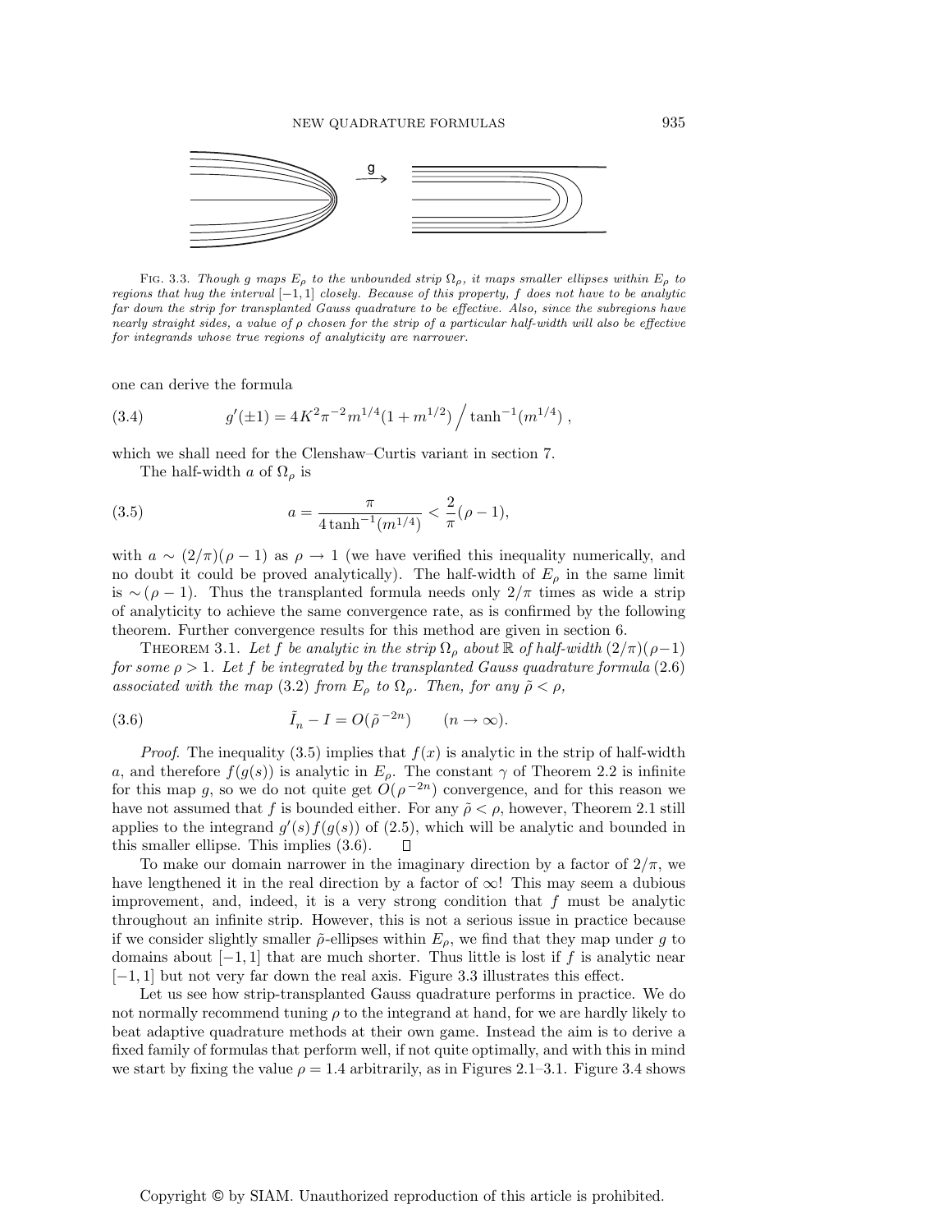FIG. 3.3. *Though g maps $E_\rho$ to the unbounded strip $\Omega_\rho$, it maps smaller ellipses within $E_\rho$ to regions that hug the interval $[-1,1]$ closely. Because of this property, f does not have to be analytic far down the strip for transplanted Gauss quadrature to be effective. Also, since the subregions have nearly straight sides, a value of $\rho$ chosen for the strip of a particular half-width will also be effective for integrands whose true regions of analyticity are narrower.*

one can derive the formula

$$g'(\pm 1) = 4K^2\pi^{-2}m^{1/4}(1+m^{1/2}) \Big/ \tanh^{-1}(m^{1/4})\,, \tag{3.4}$$

which we shall need for the Clenshaw–Curtis variant in section 7.

The half-width $a$ of $\Omega_\rho$ is

$$a = \frac{\pi}{4\tanh^{-1}(m^{1/4})} < \frac{2}{\pi}(\rho - 1), \tag{3.5}$$

with $a \sim (2/\pi)(\rho-1)$ as $\rho \to 1$ (we have verified this inequality numerically, and no doubt it could be proved analytically). The half-width of $E_\rho$ in the same limit is $\sim(\rho-1)$. Thus the transplanted formula needs only $2/\pi$ times as wide a strip of analyticity to achieve the same convergence rate, as is confirmed by the following theorem. Further convergence results for this method are given in section 6.

THEOREM 3.1. *Let $f$ be analytic in the strip $\Omega_\rho$ about $\mathbb{R}$ of half-width $(2/\pi)(\rho-1)$ for some $\rho > 1$. Let $f$ be integrated by the transplanted Gauss quadrature formula (2.6) associated with the map (3.2) from $E_\rho$ to $\Omega_\rho$. Then, for any $\tilde\rho < \rho$,*

$$\tilde I_n - I = O(\tilde\rho^{\,-2n}) \qquad (n \to \infty). \tag{3.6}$$

*Proof*. The inequality (3.5) implies that $f(x)$ is analytic in the strip of half-width $a$, and therefore $f(g(s))$ is analytic in $E_\rho$. The constant $\gamma$ of Theorem 2.2 is infinite for this map $g$, so we do not quite get $O(\rho^{-2n})$ convergence, and for this reason we have not assumed that $f$ is bounded either. For any $\tilde\rho < \rho$, however, Theorem 2.1 still applies to the integrand $g'(s)f(g(s))$ of (2.5), which will be analytic and bounded in this smaller ellipse. This implies (3.6). □

To make our domain narrower in the imaginary direction by a factor of $2/\pi$, we have lengthened it in the real direction by a factor of $\infty$! This may seem a dubious improvement, and, indeed, it is a very strong condition that $f$ must be analytic throughout an infinite strip. However, this is not a serious issue in practice because if we consider slightly smaller $\tilde\rho$-ellipses within $E_\rho$, we find that they map under $g$ to domains about $[-1,1]$ that are much shorter. Thus little is lost if $f$ is analytic near $[-1,1]$ but not very far down the real axis. Figure 3.3 illustrates this effect.

Let us see how strip-transplanted Gauss quadrature performs in practice. We do not normally recommend tuning $\rho$ to the integrand at hand, for we are hardly likely to beat adaptive quadrature methods at their own game. Instead the aim is to derive a fixed family of formulas that perform well, if not quite optimally, and with this in mind we start by fixing the value $\rho = 1.4$ arbitrarily, as in Figures 2.1–3.1. Figure 3.4 shows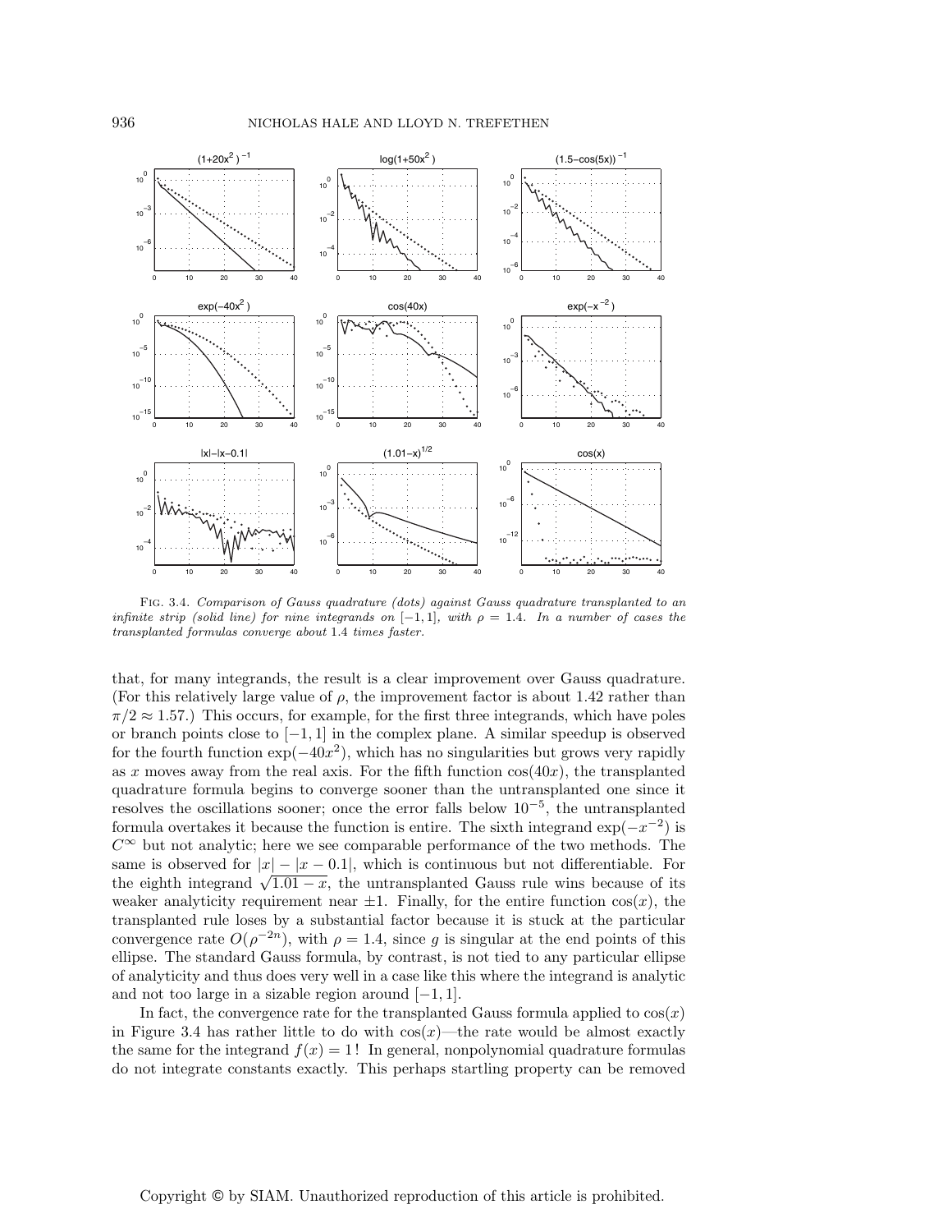Fig. 3.4. *Comparison of Gauss quadrature (dots) against Gauss quadrature transplanted to an infinite strip (solid line) for nine integrands on $[-1, 1]$, with $\rho = 1.4$. In a number of cases the transplanted formulas converge about* 1.4 *times faster.*

that, for many integrands, the result is a clear improvement over Gauss quadrature. (For this relatively large value of $\rho$, the improvement factor is about 1.42 rather than $\pi/2 \approx 1.57$.) This occurs, for example, for the first three integrands, which have poles or branch points close to $[-1, 1]$ in the complex plane. A similar speedup is observed for the fourth function $\exp(-40x^2)$, which has no singularities but grows very rapidly as $x$ moves away from the real axis. For the fifth function $\cos(40x)$, the transplanted quadrature formula begins to converge sooner than the untransplanted one since it resolves the oscillations sooner; once the error falls below $10^{-5}$, the untransplanted formula overtakes it because the function is entire. The sixth integrand $\exp(-x^{-2})$ is $C^\infty$ but not analytic; here we see comparable performance of the two methods. The same is observed for $|x| - |x - 0.1|$, which is continuous but not differentiable. For the eighth integrand $\sqrt{1.01 - x}$, the untransplanted Gauss rule wins because of its weaker analyticity requirement near $\pm 1$. Finally, for the entire function $\cos(x)$, the transplanted rule loses by a substantial factor because it is stuck at the particular convergence rate $O(\rho^{-2n})$, with $\rho = 1.4$, since $g$ is singular at the end points of this ellipse. The standard Gauss formula, by contrast, is not tied to any particular ellipse of analyticity and thus does very well in a case like this where the integrand is analytic and not too large in a sizable region around $[-1, 1]$.

In fact, the convergence rate for the transplanted Gauss formula applied to $\cos(x)$ in Figure 3.4 has rather little to do with $\cos(x)$—the rate would be almost exactly the same for the integrand $f(x) = 1$ ! In general, nonpolynomial quadrature formulas do not integrate constants exactly. This perhaps startling property can be removed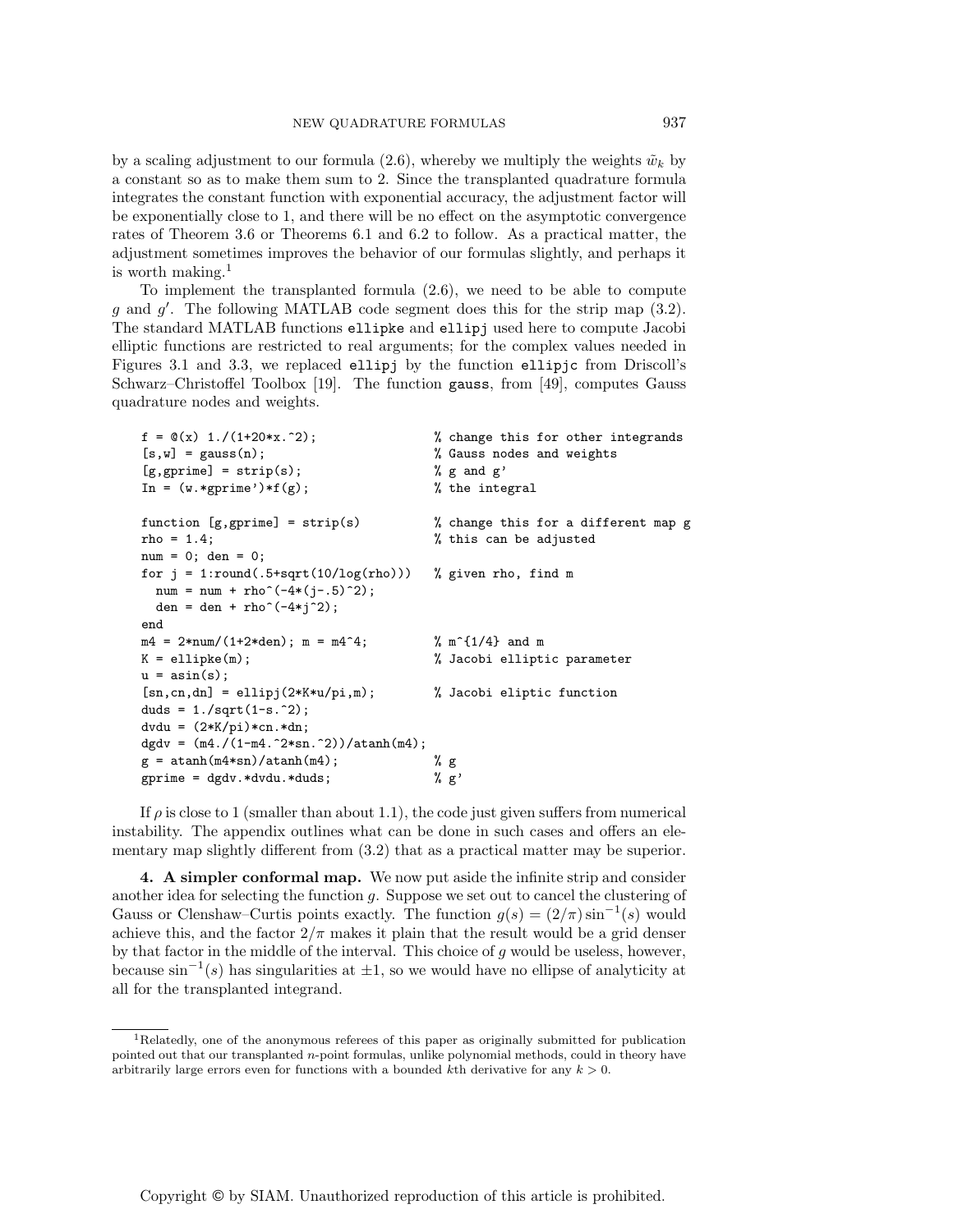by a scaling adjustment to our formula (2.6), whereby we multiply the weights $\tilde{w}_k$ by a constant so as to make them sum to 2. Since the transplanted quadrature formula integrates the constant function with exponential accuracy, the adjustment factor will be exponentially close to 1, and there will be no effect on the asymptotic convergence rates of Theorem 3.6 or Theorems 6.1 and 6.2 to follow. As a practical matter, the adjustment sometimes improves the behavior of our formulas slightly, and perhaps it is worth making.[1]

To implement the transplanted formula (2.6), we need to be able to compute $g$ and $g'$. The following MATLAB code segment does this for the strip map (3.2). The standard MATLAB functions `ellipke` and `ellipj` used here to compute Jacobi elliptic functions are restricted to real arguments; for the complex values needed in Figures 3.1 and 3.3, we replaced `ellipj` by the function `ellipjc` from Driscoll's Schwarz–Christoffel Toolbox [19]. The function `gauss`, from [49], computes Gauss quadrature nodes and weights.

```
f = @(x) 1./(1+20*x.^2);                  % change this for other integrands
[s,w] = gauss(n);                         % Gauss nodes and weights
[g,gprime] = strip(s);                    % g and g'
In = (w.*gprime')*f(g);                   % the integral

function [g,gprime] = strip(s)            % change this for a different map g
rho = 1.4;                                % this can be adjusted
num = 0; den = 0;
for j = 1:round(.5+sqrt(10/log(rho)))     % given rho, find m
  num = num + rho^(-4*(j-.5)^2);
  den = den + rho^(-4*j^2);
end
m4 = 2*num/(1+2*den); m = m4^4;           % m^{1/4} and m
K = ellipke(m);                           % Jacobi elliptic parameter
u = asin(s);
[sn,cn,dn] = ellipj(2*K*u/pi,m);          % Jacobi eliptic function
duds = 1./sqrt(1-s.^2);
dvdu = (2*K/pi)*cn.*dn;
dgdv = (m4./(1-m4.^2*sn.^2))/atanh(m4);
g = atanh(m4*sn)/atanh(m4);               % g
gprime = dgdv.*dvdu.*duds;                % g'
```

If $\rho$ is close to 1 (smaller than about 1.1), the code just given suffers from numerical instability. The appendix outlines what can be done in such cases and offers an elementary map slightly different from (3.2) that as a practical matter may be superior.

**4. A simpler conformal map.** We now put aside the infinite strip and consider another idea for selecting the function $g$. Suppose we set out to cancel the clustering of Gauss or Clenshaw–Curtis points exactly. The function $g(s) = (2/\pi)\sin^{-1}(s)$ would achieve this, and the factor $2/\pi$ makes it plain that the result would be a grid denser by that factor in the middle of the interval. This choice of $g$ would be useless, however, because $\sin^{-1}(s)$ has singularities at $\pm 1$, so we would have no ellipse of analyticity at all for the transplanted integrand.

[1]Relatedly, one of the anonymous referees of this paper as originally submitted for publication pointed out that our transplanted $n$-point formulas, unlike polynomial methods, could in theory have arbitrarily large errors even for functions with a bounded $k$th derivative for any $k > 0$.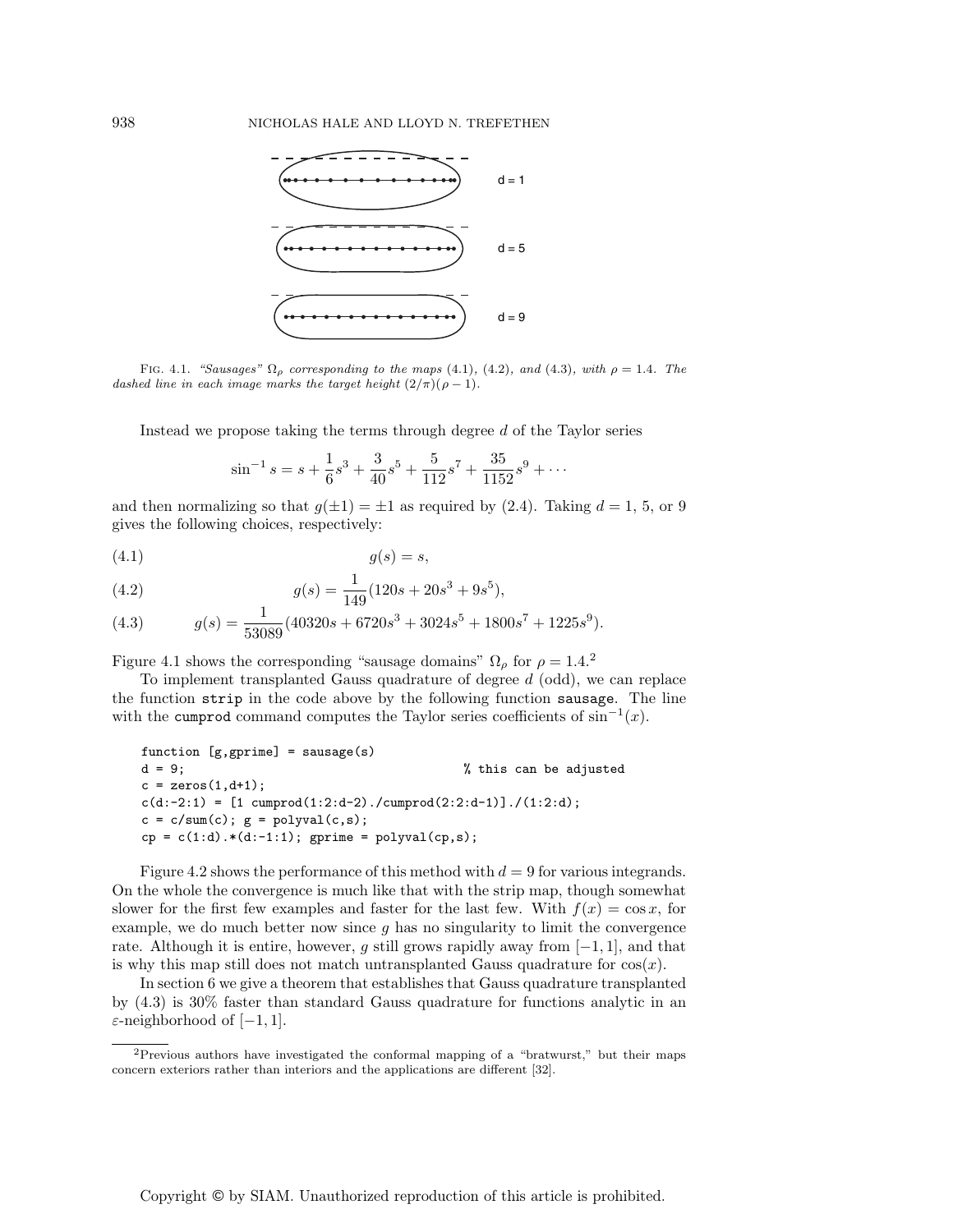FIG. 4.1. *"Sausages" $\Omega_\rho$ corresponding to the maps (4.1), (4.2), and (4.3), with $\rho = 1.4$. The dashed line in each image marks the target height $(2/\pi)(\rho - 1)$.*

Instead we propose taking the terms through degree $d$ of the Taylor series

$$\sin^{-1} s = s + \frac{1}{6}s^3 + \frac{3}{40}s^5 + \frac{5}{112}s^7 + \frac{35}{1152}s^9 + \cdots$$

and then normalizing so that $g(\pm 1) = \pm 1$ as required by (2.4). Taking $d = 1$, 5, or 9 gives the following choices, respectively:

$$g(s) = s, \tag{4.1}$$

$$g(s) = \frac{1}{149}(120s + 20s^3 + 9s^5), \tag{4.2}$$

$$g(s) = \frac{1}{53089}(40320s + 6720s^3 + 3024s^5 + 1800s^7 + 1225s^9). \tag{4.3}$$

Figure 4.1 shows the corresponding "sausage domains" $\Omega_\rho$ for $\rho = 1.4$.[2]

To implement transplanted Gauss quadrature of degree $d$ (odd), we can replace the function `strip` in the code above by the following function `sausage`. The line with the `cumprod` command computes the Taylor series coefficients of $\sin^{-1}(x)$.

```
function [g,gprime] = sausage(s)
d = 9;                                          % this can be adjusted
c = zeros(1,d+1);
c(d:-2:1) = [1 cumprod(1:2:d-2)./cumprod(2:2:d-1)]./(1:2:d);
c = c/sum(c); g = polyval(c,s);
cp = c(1:d).*(d:-1:1); gprime = polyval(cp,s);
```

Figure 4.2 shows the performance of this method with $d = 9$ for various integrands. On the whole the convergence is much like that with the strip map, though somewhat slower for the first few examples and faster for the last few. With $f(x) = \cos x$, for example, we do much better now since $g$ has no singularity to limit the convergence rate. Although it is entire, however, $g$ still grows rapidly away from $[-1, 1]$, and that is why this map still does not match untransplanted Gauss quadrature for $\cos(x)$.

In section 6 we give a theorem that establishes that Gauss quadrature transplanted by (4.3) is 30% faster than standard Gauss quadrature for functions analytic in an $\varepsilon$-neighborhood of $[-1, 1]$.

[2] Previous authors have investigated the conformal mapping of a "bratwurst," but their maps concern exteriors rather than interiors and the applications are different [32].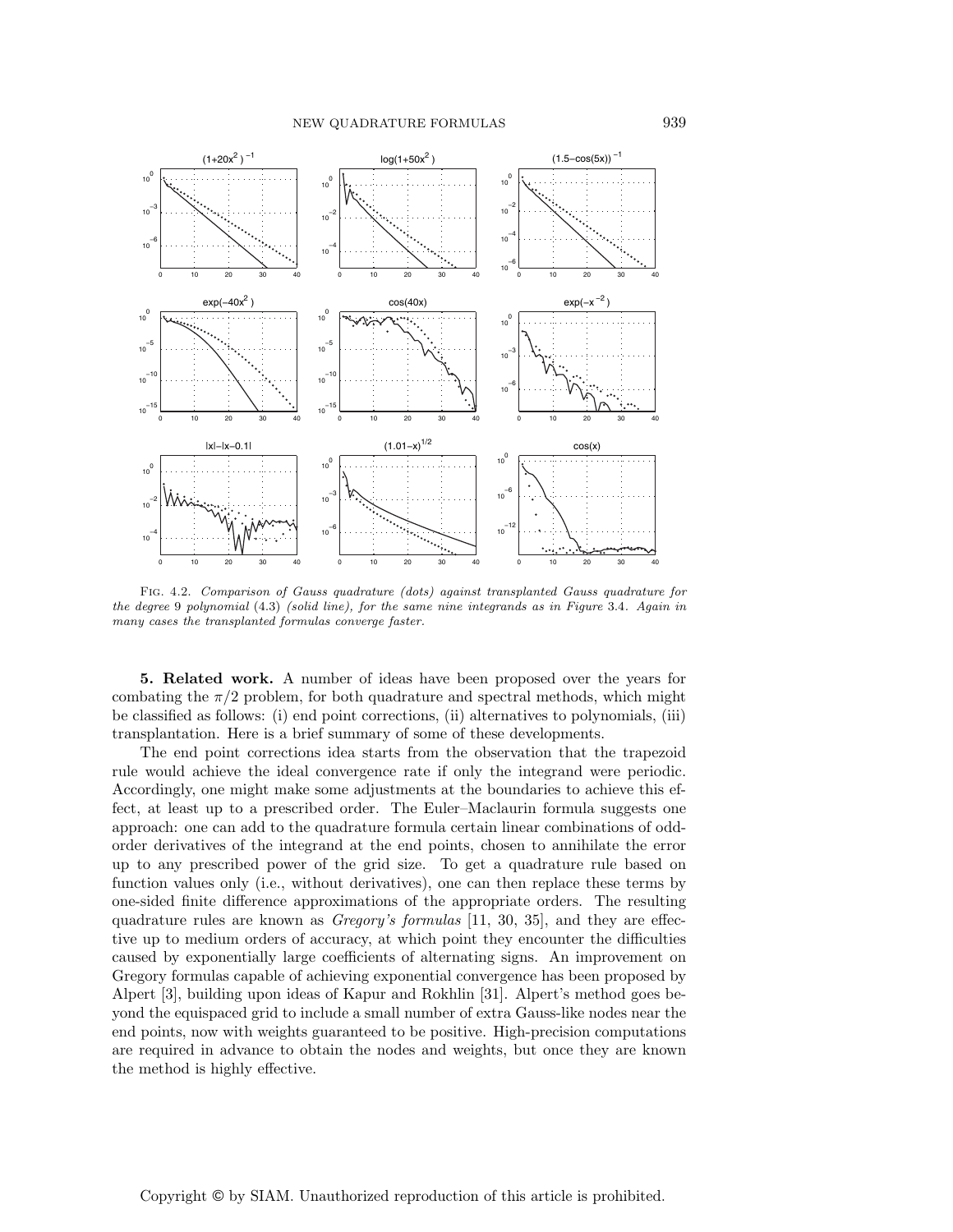Fig. 4.2. *Comparison of Gauss quadrature (dots) against transplanted Gauss quadrature for the degree* 9 *polynomial* (4.3) *(solid line), for the same nine integrands as in Figure* 3.4. *Again in many cases the transplanted formulas converge faster.*

**5. Related work.** A number of ideas have been proposed over the years for combating the $\pi/2$ problem, for both quadrature and spectral methods, which might be classified as follows: (i) end point corrections, (ii) alternatives to polynomials, (iii) transplantation. Here is a brief summary of some of these developments.

The end point corrections idea starts from the observation that the trapezoid rule would achieve the ideal convergence rate if only the integrand were periodic. Accordingly, one might make some adjustments at the boundaries to achieve this effect, at least up to a prescribed order. The Euler–Maclaurin formula suggests one approach: one can add to the quadrature formula certain linear combinations of odd-order derivatives of the integrand at the end points, chosen to annihilate the error up to any prescribed power of the grid size. To get a quadrature rule based on function values only (i.e., without derivatives), one can then replace these terms by one-sided finite difference approximations of the appropriate orders. The resulting quadrature rules are known as *Gregory's formulas* [11, 30, 35], and they are effective up to medium orders of accuracy, at which point they encounter the difficulties caused by exponentially large coefficients of alternating signs. An improvement on Gregory formulas capable of achieving exponential convergence has been proposed by Alpert [3], building upon ideas of Kapur and Rokhlin [31]. Alpert's method goes beyond the equispaced grid to include a small number of extra Gauss-like nodes near the end points, now with weights guaranteed to be positive. High-precision computations are required in advance to obtain the nodes and weights, but once they are known the method is highly effective.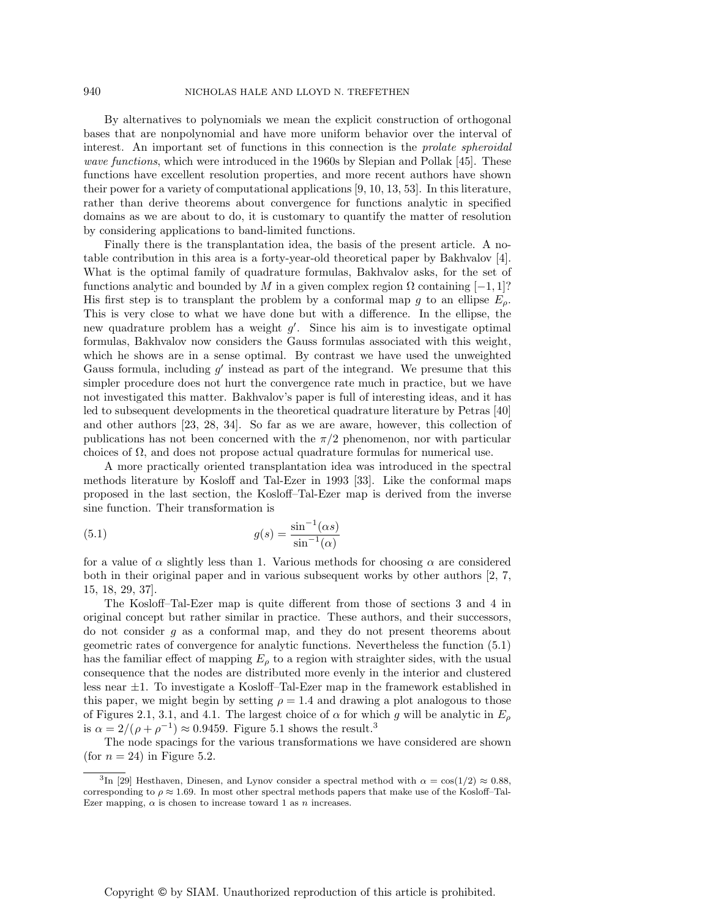By alternatives to polynomials we mean the explicit construction of orthogonal bases that are nonpolynomial and have more uniform behavior over the interval of interest. An important set of functions in this connection is the *prolate spheroidal wave functions*, which were introduced in the 1960s by Slepian and Pollak [45]. These functions have excellent resolution properties, and more recent authors have shown their power for a variety of computational applications [9, 10, 13, 53]. In this literature, rather than derive theorems about convergence for functions analytic in specified domains as we are about to do, it is customary to quantify the matter of resolution by considering applications to band-limited functions.

Finally there is the transplantation idea, the basis of the present article. A notable contribution in this area is a forty-year-old theoretical paper by Bakhvalov [4]. What is the optimal family of quadrature formulas, Bakhvalov asks, for the set of functions analytic and bounded by $M$ in a given complex region $\Omega$ containing $[-1, 1]$? His first step is to transplant the problem by a conformal map $g$ to an ellipse $E_\rho$. This is very close to what we have done but with a difference. In the ellipse, the new quadrature problem has a weight $g'$. Since his aim is to investigate optimal formulas, Bakhvalov now considers the Gauss formulas associated with this weight, which he shows are in a sense optimal. By contrast we have used the unweighted Gauss formula, including $g'$ instead as part of the integrand. We presume that this simpler procedure does not hurt the convergence rate much in practice, but we have not investigated this matter. Bakhvalov's paper is full of interesting ideas, and it has led to subsequent developments in the theoretical quadrature literature by Petras [40] and other authors [23, 28, 34]. So far as we are aware, however, this collection of publications has not been concerned with the $\pi/2$ phenomenon, nor with particular choices of $\Omega$, and does not propose actual quadrature formulas for numerical use.

A more practically oriented transplantation idea was introduced in the spectral methods literature by Kosloff and Tal-Ezer in 1993 [33]. Like the conformal maps proposed in the last section, the Kosloff–Tal-Ezer map is derived from the inverse sine function. Their transformation is

$$g(s) = \frac{\sin^{-1}(\alpha s)}{\sin^{-1}(\alpha)} \tag{5.1}$$

for a value of $\alpha$ slightly less than 1. Various methods for choosing $\alpha$ are considered both in their original paper and in various subsequent works by other authors [2, 7, 15, 18, 29, 37].

The Kosloff–Tal-Ezer map is quite different from those of sections 3 and 4 in original concept but rather similar in practice. These authors, and their successors, do not consider $g$ as a conformal map, and they do not present theorems about geometric rates of convergence for analytic functions. Nevertheless the function (5.1) has the familiar effect of mapping $E_\rho$ to a region with straighter sides, with the usual consequence that the nodes are distributed more evenly in the interior and clustered less near $\pm 1$. To investigate a Kosloff–Tal-Ezer map in the framework established in this paper, we might begin by setting $\rho = 1.4$ and drawing a plot analogous to those of Figures 2.1, 3.1, and 4.1. The largest choice of $\alpha$ for which $g$ will be analytic in $E_\rho$ is $\alpha = 2/(\rho + \rho^{-1}) \approx 0.9459$. Figure 5.1 shows the result.[3]

The node spacings for the various transformations we have considered are shown (for $n = 24$) in Figure 5.2.

[3] In [29] Hesthaven, Dinesen, and Lynov consider a spectral method with $\alpha = \cos(1/2) \approx 0.88$, corresponding to $\rho \approx 1.69$. In most other spectral methods papers that make use of the Kosloff–Tal-Ezer mapping, $\alpha$ is chosen to increase toward 1 as $n$ increases.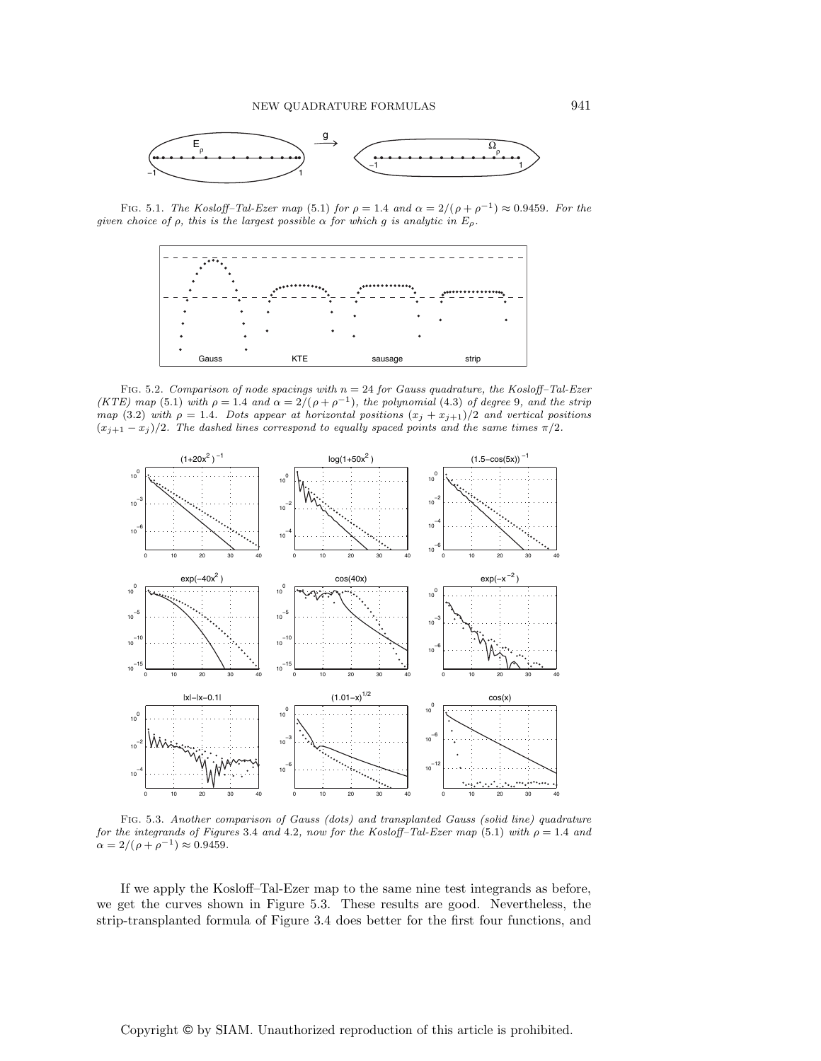Fig. 5.1. *The Kosloff–Tal-Ezer map* (5.1) *for* $\rho = 1.4$ *and* $\alpha = 2/(\rho + \rho^{-1}) \approx 0.9459$. *For the given choice of* $\rho$, *this is the largest possible* $\alpha$ *for which* $g$ *is analytic in* $E_\rho$.

Fig. 5.2. *Comparison of node spacings with* $n = 24$ *for Gauss quadrature, the Kosloff–Tal-Ezer (KTE) map* (5.1) *with* $\rho = 1.4$ *and* $\alpha = 2/(\rho + \rho^{-1})$, *the polynomial* (4.3) *of degree 9, and the strip map* (3.2) *with* $\rho = 1.4$. *Dots appear at horizontal positions* $(x_j + x_{j+1})/2$ *and vertical positions* $(x_{j+1} - x_j)/2$. *The dashed lines correspond to equally spaced points and the same times* $\pi/2$.

Fig. 5.3. *Another comparison of Gauss (dots) and transplanted Gauss (solid line) quadrature for the integrands of Figures* 3.4 *and* 4.2, *now for the Kosloff–Tal-Ezer map* (5.1) *with* $\rho = 1.4$ *and* $\alpha = 2/(\rho + \rho^{-1}) \approx 0.9459$.

If we apply the Kosloff–Tal-Ezer map to the same nine test integrands as before, we get the curves shown in Figure 5.3. These results are good. Nevertheless, the strip-transplanted formula of Figure 3.4 does better for the first four functions, and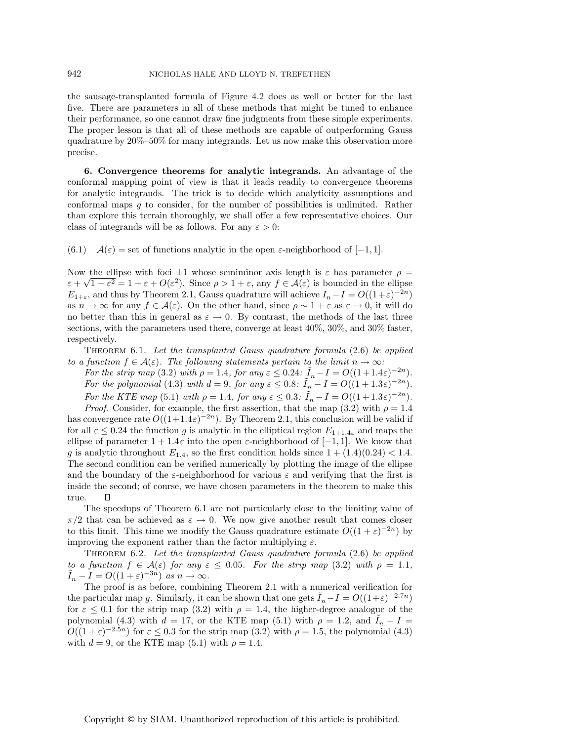the sausage-transplanted formula of Figure 4.2 does as well or better for the last five. There are parameters in all of these methods that might be tuned to enhance their performance, so one cannot draw fine judgments from these simple experiments. The proper lesson is that all of these methods are capable of outperforming Gauss quadrature by 20%–50% for many integrands. Let us now make this observation more precise.

**6. Convergence theorems for analytic integrands.** An advantage of the conformal mapping point of view is that it leads readily to convergence theorems for analytic integrands. The trick is to decide which analyticity assumptions and conformal maps $g$ to consider, for the number of possibilities is unlimited. Rather than explore this terrain thoroughly, we shall offer a few representative choices. Our class of integrands will be as follows. For any $\varepsilon > 0$:

(6.1) $\quad \mathcal{A}(\varepsilon) =$ set of functions analytic in the open $\varepsilon$-neighborhood of $[-1, 1]$.

Now the ellipse with foci $\pm 1$ whose semiminor axis length is $\varepsilon$ has parameter $\rho = \varepsilon + \sqrt{1+\varepsilon^2} = 1 + \varepsilon + O(\varepsilon^2)$. Since $\rho > 1 + \varepsilon$, any $f \in \mathcal{A}(\varepsilon)$ is bounded in the ellipse $E_{1+\varepsilon}$, and thus by Theorem 2.1, Gauss quadrature will achieve $I_n - I = O((1+\varepsilon)^{-2n})$ as $n \to \infty$ for any $f \in \mathcal{A}(\varepsilon)$. On the other hand, since $\rho \sim 1+\varepsilon$ as $\varepsilon \to 0$, it will do no better than this in general as $\varepsilon \to 0$. By contrast, the methods of the last three sections, with the parameters used there, converge at least 40%, 30%, and 30% faster, respectively.

THEOREM 6.1. *Let the transplanted Gauss quadrature formula* (2.6) *be applied to a function $f \in \mathcal{A}(\varepsilon)$. The following statements pertain to the limit $n \to \infty$:*

*For the strip map* (3.2) *with $\rho = 1.4$, for any $\varepsilon \le 0.24$: $\tilde{I}_n - I = O((1+1.4\varepsilon)^{-2n})$.*

*For the polynomial* (4.3) *with $d = 9$, for any $\varepsilon \le 0.8$: $\tilde{I}_n - I = O((1+1.3\varepsilon)^{-2n})$.*

*For the KTE map* (5.1) *with $\rho = 1.4$, for any $\varepsilon \le 0.3$: $\tilde{I}_n - I = O((1+1.3\varepsilon)^{-2n})$.*

*Proof.* Consider, for example, the first assertion, that the map (3.2) with $\rho = 1.4$ has convergence rate $O((1+1.4\varepsilon)^{-2n})$. By Theorem 2.1, this conclusion will be valid if for all $\varepsilon \le 0.24$ the function $g$ is analytic in the elliptical region $E_{1+1.4\varepsilon}$ and maps the ellipse of parameter $1 + 1.4\varepsilon$ into the open $\varepsilon$-neighborhood of $[-1, 1]$. We know that $g$ is analytic throughout $E_{1.4}$, so the first condition holds since $1 + (1.4)(0.24) < 1.4$. The second condition can be verified numerically by plotting the image of the ellipse and the boundary of the $\varepsilon$-neighborhood for various $\varepsilon$ and verifying that the first is inside the second; of course, we have chosen parameters in the theorem to make this true. $\square$

The speedups of Theorem 6.1 are not particularly close to the limiting value of $\pi/2$ that can be achieved as $\varepsilon \to 0$. We now give another result that comes closer to this limit. This time we modify the Gauss quadrature estimate $O((1+\varepsilon)^{-2n})$ by improving the exponent rather than the factor multiplying $\varepsilon$.

THEOREM 6.2. *Let the transplanted Gauss quadrature formula* (2.6) *be applied to a function $f \in \mathcal{A}(\varepsilon)$ for any $\varepsilon \le 0.05$. For the strip map* (3.2) *with $\rho = 1.1$, $\tilde{I}_n - I = O((1+\varepsilon)^{-3n})$ as $n \to \infty$.*

The proof is as before, combining Theorem 2.1 with a numerical verification for the particular map $g$. Similarly, it can be shown that one gets $\tilde{I}_n - I = O((1+\varepsilon)^{-2.7n})$ for $\varepsilon \le 0.1$ for the strip map (3.2) with $\rho = 1.4$, the higher-degree analogue of the polynomial (4.3) with $d = 17$, or the KTE map (5.1) with $\rho = 1.2$, and $\tilde{I}_n - I = O((1+\varepsilon)^{-2.5n})$ for $\varepsilon \le 0.3$ for the strip map (3.2) with $\rho = 1.5$, the polynomial (4.3) with $d = 9$, or the KTE map (5.1) with $\rho = 1.4$.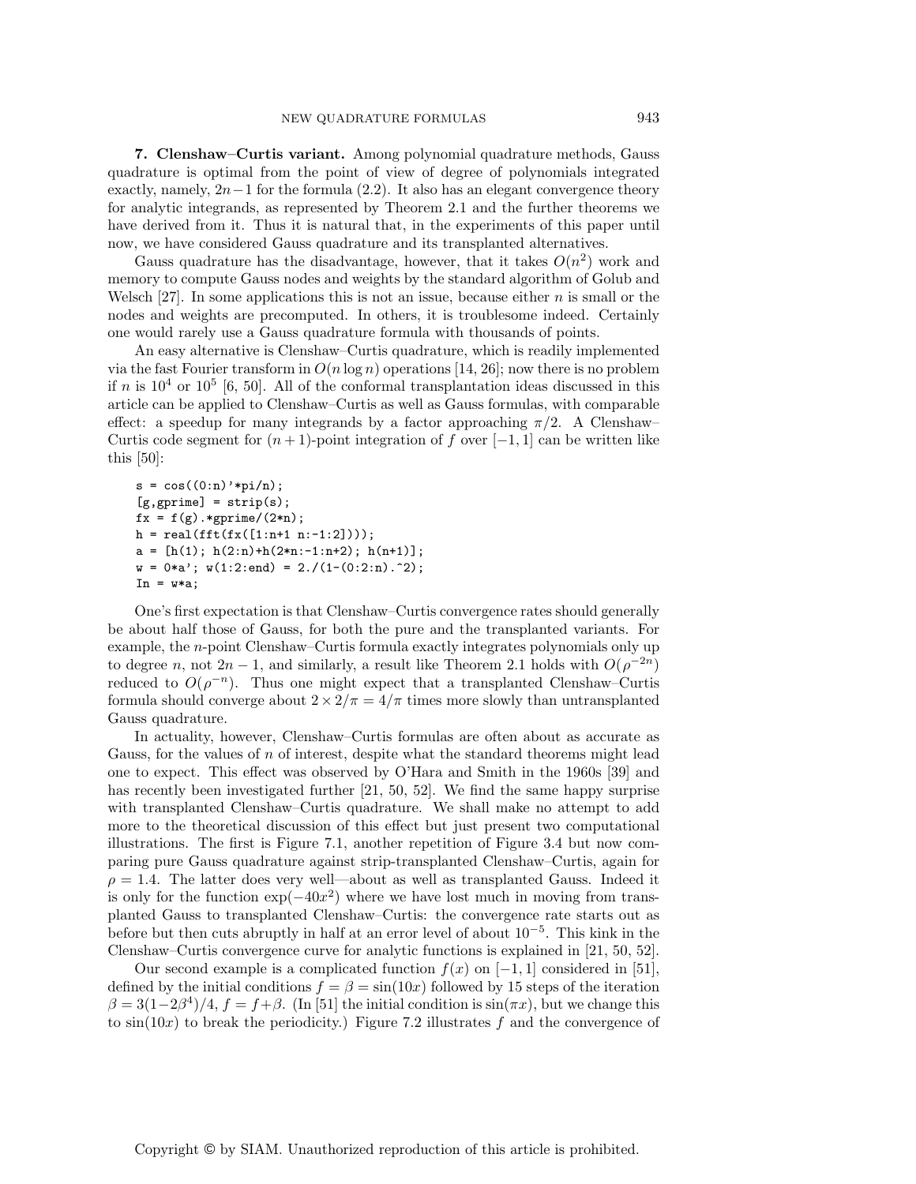**7. Clenshaw–Curtis variant.** Among polynomial quadrature methods, Gauss quadrature is optimal from the point of view of degree of polynomials integrated exactly, namely, $2n-1$ for the formula (2.2). It also has an elegant convergence theory for analytic integrands, as represented by Theorem 2.1 and the further theorems we have derived from it. Thus it is natural that, in the experiments of this paper until now, we have considered Gauss quadrature and its transplanted alternatives.

Gauss quadrature has the disadvantage, however, that it takes $O(n^2)$ work and memory to compute Gauss nodes and weights by the standard algorithm of Golub and Welsch [27]. In some applications this is not an issue, because either $n$ is small or the nodes and weights are precomputed. In others, it is troublesome indeed. Certainly one would rarely use a Gauss quadrature formula with thousands of points.

An easy alternative is Clenshaw–Curtis quadrature, which is readily implemented via the fast Fourier transform in $O(n \log n)$ operations [14, 26]; now there is no problem if $n$ is $10^4$ or $10^5$ [6, 50]. All of the conformal transplantation ideas discussed in this article can be applied to Clenshaw–Curtis as well as Gauss formulas, with comparable effect: a speedup for many integrands by a factor approaching $\pi/2$. A Clenshaw–Curtis code segment for $(n+1)$-point integration of $f$ over $[-1, 1]$ can be written like this [50]:

```
s = cos((0:n)'*pi/n);
[g,gprime] = strip(s);
fx = f(g).*gprime/(2*n);
h = real(fft(fx([1:n+1 n:-1:2])));
a = [h(1); h(2:n)+h(2*n:-1:n+2); h(n+1)];
w = 0*a'; w(1:2:end) = 2./(1-(0:2:n).^2);
In = w*a;
```

One's first expectation is that Clenshaw–Curtis convergence rates should generally be about half those of Gauss, for both the pure and the transplanted variants. For example, the $n$-point Clenshaw–Curtis formula exactly integrates polynomials only up to degree $n$, not $2n-1$, and similarly, a result like Theorem 2.1 holds with $O(\rho^{-2n})$ reduced to $O(\rho^{-n})$. Thus one might expect that a transplanted Clenshaw–Curtis formula should converge about $2 \times 2/\pi = 4/\pi$ times more slowly than untransplanted Gauss quadrature.

In actuality, however, Clenshaw–Curtis formulas are often about as accurate as Gauss, for the values of $n$ of interest, despite what the standard theorems might lead one to expect. This effect was observed by O'Hara and Smith in the 1960s [39] and has recently been investigated further [21, 50, 52]. We find the same happy surprise with transplanted Clenshaw–Curtis quadrature. We shall make no attempt to add more to the theoretical discussion of this effect but just present two computational illustrations. The first is Figure 7.1, another repetition of Figure 3.4 but now comparing pure Gauss quadrature against strip-transplanted Clenshaw–Curtis, again for $\rho = 1.4$. The latter does very well—about as well as transplanted Gauss. Indeed it is only for the function $\exp(-40x^2)$ where we have lost much in moving from transplanted Gauss to transplanted Clenshaw–Curtis: the convergence rate starts out as before but then cuts abruptly in half at an error level of about $10^{-5}$. This kink in the Clenshaw–Curtis convergence curve for analytic functions is explained in [21, 50, 52].

Our second example is a complicated function $f(x)$ on $[-1, 1]$ considered in [51], defined by the initial conditions $f = \beta = \sin(10x)$ followed by 15 steps of the iteration $\beta = 3(1-2\beta^4)/4$, $f = f+\beta$. (In [51] the initial condition is $\sin(\pi x)$, but we change this to $\sin(10x)$ to break the periodicity.) Figure 7.2 illustrates $f$ and the convergence of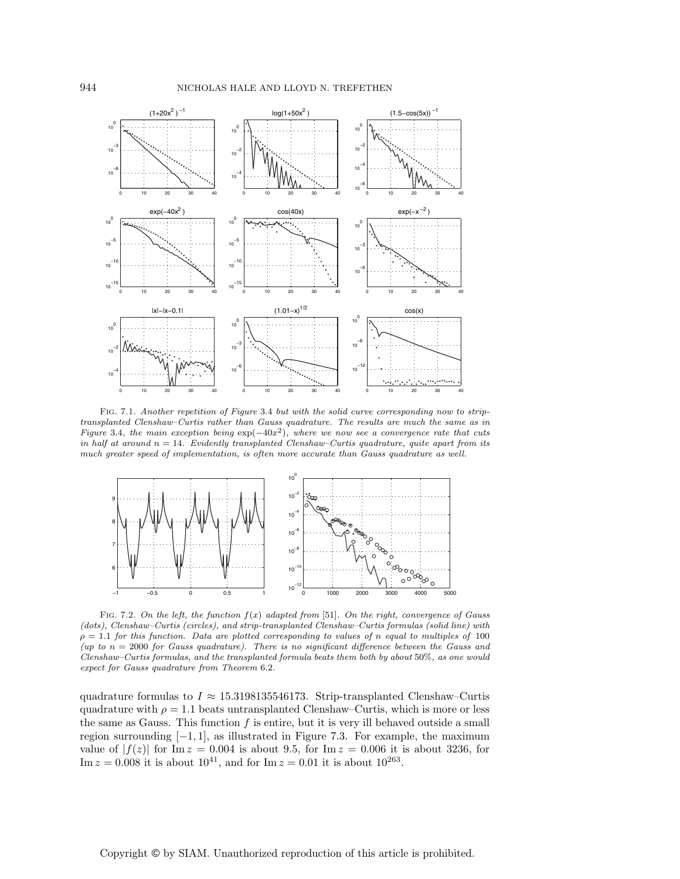Fig. 7.1. *Another repetition of Figure* 3.4 *but with the solid curve corresponding now to strip-transplanted Clenshaw–Curtis rather than Gauss quadrature. The results are much the same as in Figure* 3.4*, the main exception being* $\exp(-40x^2)$*, where we now see a convergence rate that cuts in half at around* $n = 14$*. Evidently transplanted Clenshaw–Curtis quadrature, quite apart from its much greater speed of implementation, is often more accurate than Gauss quadrature as well.*

Fig. 7.2. *On the left, the function* $f(x)$ *adapted from* [51]*. On the right, convergence of Gauss (dots), Clenshaw–Curtis (circles), and strip-transplanted Clenshaw–Curtis formulas (solid line) with* $\rho = 1.1$ *for this function. Data are plotted corresponding to values of* $n$ *equal to multiples of* 100 *(up to* $n = 2000$ *for Gauss quadrature). There is no significant difference between the Gauss and Clenshaw–Curtis formulas, and the transplanted formula beats them both by about* 50%*, as one would expect for Gauss quadrature from Theorem* 6.2*.*

quadrature formulas to $I \approx 15.3198135546173$. Strip-transplanted Clenshaw–Curtis quadrature with $\rho = 1.1$ beats untransplanted Clenshaw–Curtis, which is more or less the same as Gauss. This function $f$ is entire, but it is very ill behaved outside a small region surrounding $[-1, 1]$, as illustrated in Figure 7.3. For example, the maximum value of $|f(z)|$ for $\operatorname{Im} z = 0.004$ is about 9.5, for $\operatorname{Im} z = 0.006$ it is about 3236, for $\operatorname{Im} z = 0.008$ it is about $10^{41}$, and for $\operatorname{Im} z = 0.01$ it is about $10^{263}$.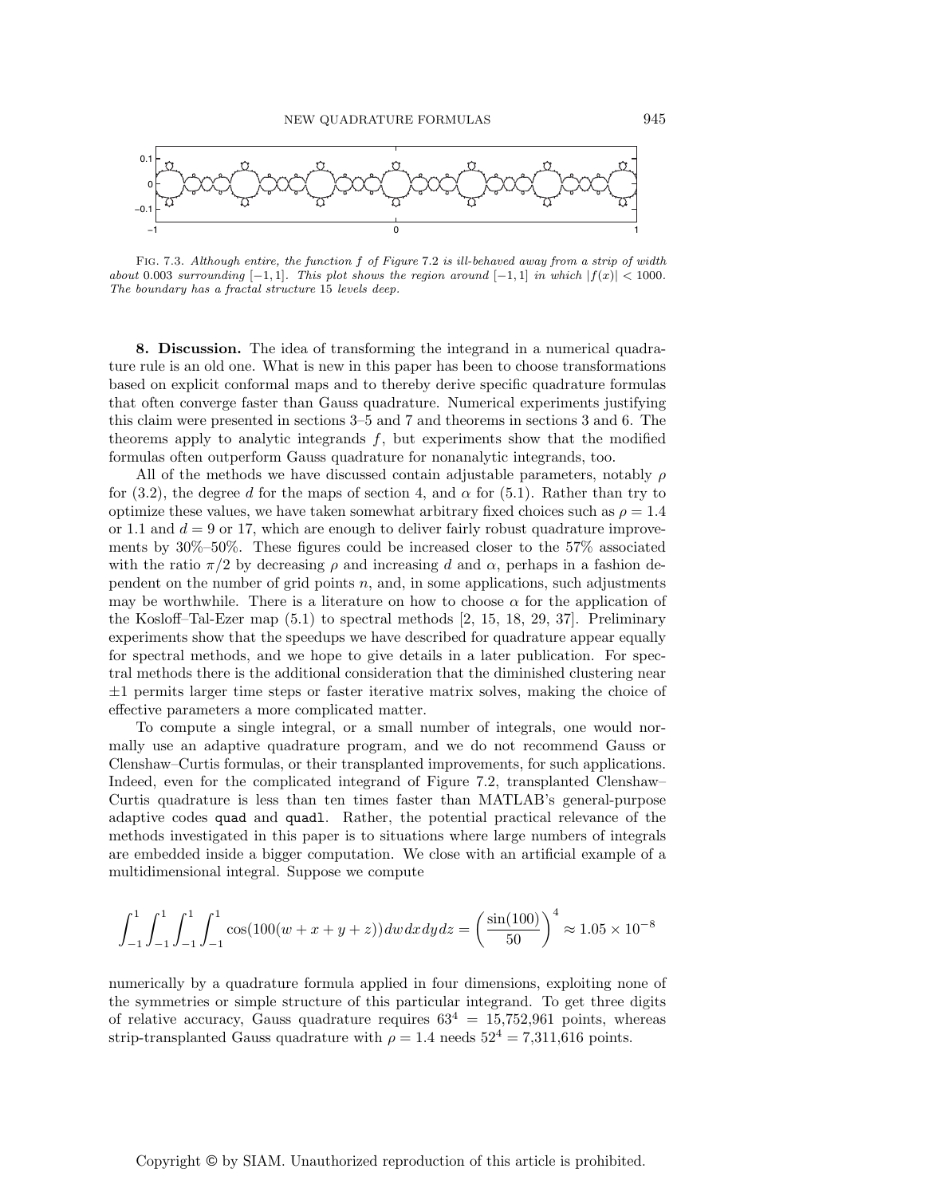Fig. 7.3. *Although entire, the function $f$ of Figure 7.2 is ill-behaved away from a strip of width about 0.003 surrounding $[-1,1]$. This plot shows the region around $[-1,1]$ in which $|f(x)| < 1000$. The boundary has a fractal structure 15 levels deep.*

## 8. Discussion.

The idea of transforming the integrand in a numerical quadrature rule is an old one. What is new in this paper has been to choose transformations based on explicit conformal maps and to thereby derive specific quadrature formulas that often converge faster than Gauss quadrature. Numerical experiments justifying this claim were presented in sections 3–5 and 7 and theorems in sections 3 and 6. The theorems apply to analytic integrands $f$, but experiments show that the modified formulas often outperform Gauss quadrature for nonanalytic integrands, too.

All of the methods we have discussed contain adjustable parameters, notably $\rho$ for (3.2), the degree $d$ for the maps of section 4, and $\alpha$ for (5.1). Rather than try to optimize these values, we have taken somewhat arbitrary fixed choices such as $\rho = 1.4$ or 1.1 and $d = 9$ or 17, which are enough to deliver fairly robust quadrature improvements by 30%–50%. These figures could be increased closer to the 57% associated with the ratio $\pi/2$ by decreasing $\rho$ and increasing $d$ and $\alpha$, perhaps in a fashion dependent on the number of grid points $n$, and, in some applications, such adjustments may be worthwhile. There is a literature on how to choose $\alpha$ for the application of the Kosloff–Tal-Ezer map (5.1) to spectral methods [2, 15, 18, 29, 37]. Preliminary experiments show that the speedups we have described for quadrature appear equally for spectral methods, and we hope to give details in a later publication. For spectral methods there is the additional consideration that the diminished clustering near $\pm 1$ permits larger time steps or faster iterative matrix solves, making the choice of effective parameters a more complicated matter.

To compute a single integral, or a small number of integrals, one would normally use an adaptive quadrature program, and we do not recommend Gauss or Clenshaw–Curtis formulas, or their transplanted improvements, for such applications. Indeed, even for the complicated integrand of Figure 7.2, transplanted Clenshaw–Curtis quadrature is less than ten times faster than MATLAB's general-purpose adaptive codes `quad` and `quadl`. Rather, the potential practical relevance of the methods investigated in this paper is to situations where large numbers of integrals are embedded inside a bigger computation. We close with an artificial example of a multidimensional integral. Suppose we compute

$$\int_{-1}^{1}\int_{-1}^{1}\int_{-1}^{1}\int_{-1}^{1} \cos(100(w+x+y+z))\,dw\,dx\,dy\,dz = \left(\frac{\sin(100)}{50}\right)^4 \approx 1.05 \times 10^{-8}$$

numerically by a quadrature formula applied in four dimensions, exploiting none of the symmetries or simple structure of this particular integrand. To get three digits of relative accuracy, Gauss quadrature requires $63^4 = 15{,}752{,}961$ points, whereas strip-transplanted Gauss quadrature with $\rho = 1.4$ needs $52^4 = 7{,}311{,}616$ points.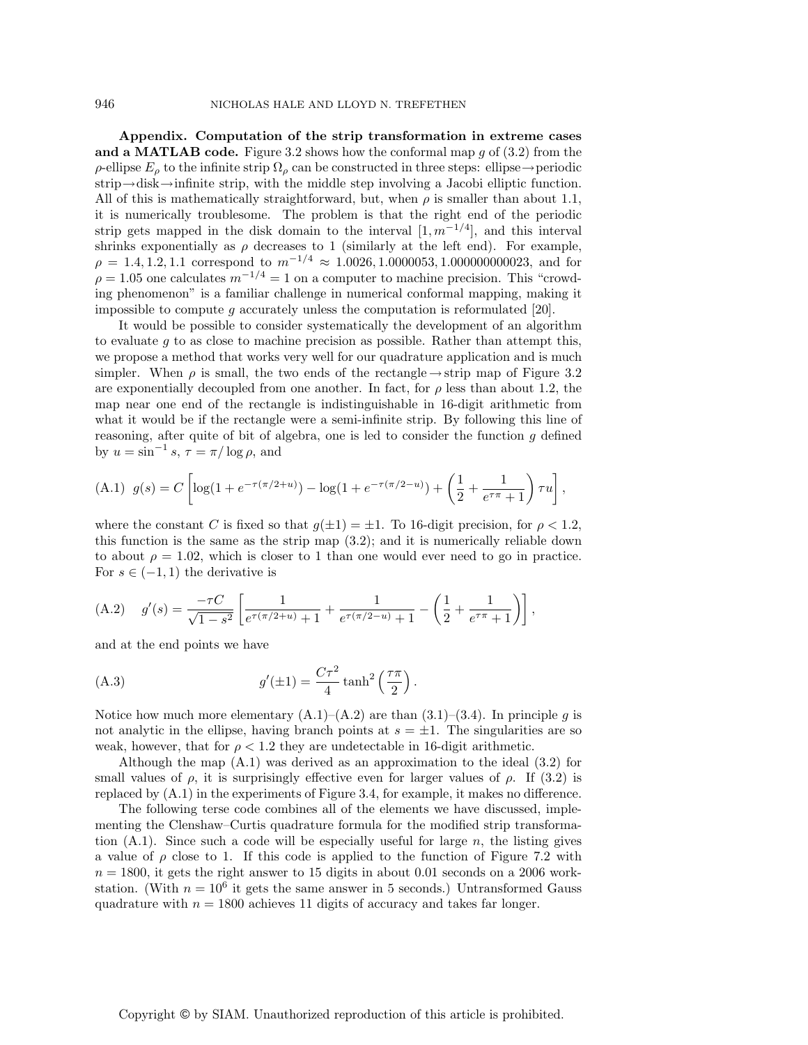**Appendix. Computation of the strip transformation in extreme cases and a MATLAB code.** Figure 3.2 shows how the conformal map $g$ of (3.2) from the $\rho$-ellipse $E_\rho$ to the infinite strip $\Omega_\rho$ can be constructed in three steps: ellipse$\to$periodic strip$\to$disk$\to$infinite strip, with the middle step involving a Jacobi elliptic function. All of this is mathematically straightforward, but, when $\rho$ is smaller than about 1.1, it is numerically troublesome. The problem is that the right end of the periodic strip gets mapped in the disk domain to the interval $[1, m^{-1/4}]$, and this interval shrinks exponentially as $\rho$ decreases to 1 (similarly at the left end). For example, $\rho = 1.4, 1.2, 1.1$ correspond to $m^{-1/4} \approx 1.0026, 1.0000053, 1.000000000023$, and for $\rho = 1.05$ one calculates $m^{-1/4} = 1$ on a computer to machine precision. This "crowding phenomenon" is a familiar challenge in numerical conformal mapping, making it impossible to compute $g$ accurately unless the computation is reformulated [20].

It would be possible to consider systematically the development of an algorithm to evaluate $g$ to as close to machine precision as possible. Rather than attempt this, we propose a method that works very well for our quadrature application and is much simpler. When $\rho$ is small, the two ends of the rectangle$\to$strip map of Figure 3.2 are exponentially decoupled from one another. In fact, for $\rho$ less than about 1.2, the map near one end of the rectangle is indistinguishable in 16-digit arithmetic from what it would be if the rectangle were a semi-infinite strip. By following this line of reasoning, after quite of bit of algebra, one is led to consider the function $g$ defined by $u = \sin^{-1} s$, $\tau = \pi/\log\rho$, and

$$
\text{(A.1)} \quad g(s) = C\left[\log(1+e^{-\tau(\pi/2+u)}) - \log(1+e^{-\tau(\pi/2-u)}) + \left(\frac{1}{2} + \frac{1}{e^{\tau\pi}+1}\right)\tau u\right],
$$

where the constant $C$ is fixed so that $g(\pm 1) = \pm 1$. To 16-digit precision, for $\rho < 1.2$, this function is the same as the strip map (3.2); and it is numerically reliable down to about $\rho = 1.02$, which is closer to 1 than one would ever need to go in practice. For $s \in (-1, 1)$ the derivative is

$$
\text{(A.2)} \quad g'(s) = \frac{-\tau C}{\sqrt{1-s^2}}\left[\frac{1}{e^{\tau(\pi/2+u)}+1} + \frac{1}{e^{\tau(\pi/2-u)}+1} - \left(\frac{1}{2} + \frac{1}{e^{\tau\pi}+1}\right)\right],
$$

and at the end points we have

$$
\text{(A.3)} \quad g'(\pm 1) = \frac{C\tau^2}{4}\tanh^2\left(\frac{\tau\pi}{2}\right).
$$

Notice how much more elementary (A.1)–(A.2) are than (3.1)–(3.4). In principle $g$ is not analytic in the ellipse, having branch points at $s = \pm 1$. The singularities are so weak, however, that for $\rho < 1.2$ they are undetectable in 16-digit arithmetic.

Although the map (A.1) was derived as an approximation to the ideal (3.2) for small values of $\rho$, it is surprisingly effective even for larger values of $\rho$. If (3.2) is replaced by (A.1) in the experiments of Figure 3.4, for example, it makes no difference.

The following terse code combines all of the elements we have discussed, implementing the Clenshaw–Curtis quadrature formula for the modified strip transformation (A.1). Since such a code will be especially useful for large $n$, the listing gives a value of $\rho$ close to 1. If this code is applied to the function of Figure 7.2 with $n = 1800$, it gets the right answer to 15 digits in about 0.01 seconds on a 2006 workstation. (With $n = 10^6$ it gets the same answer in 5 seconds.) Untransformed Gauss quadrature with $n = 1800$ achieves 11 digits of accuracy and takes far longer.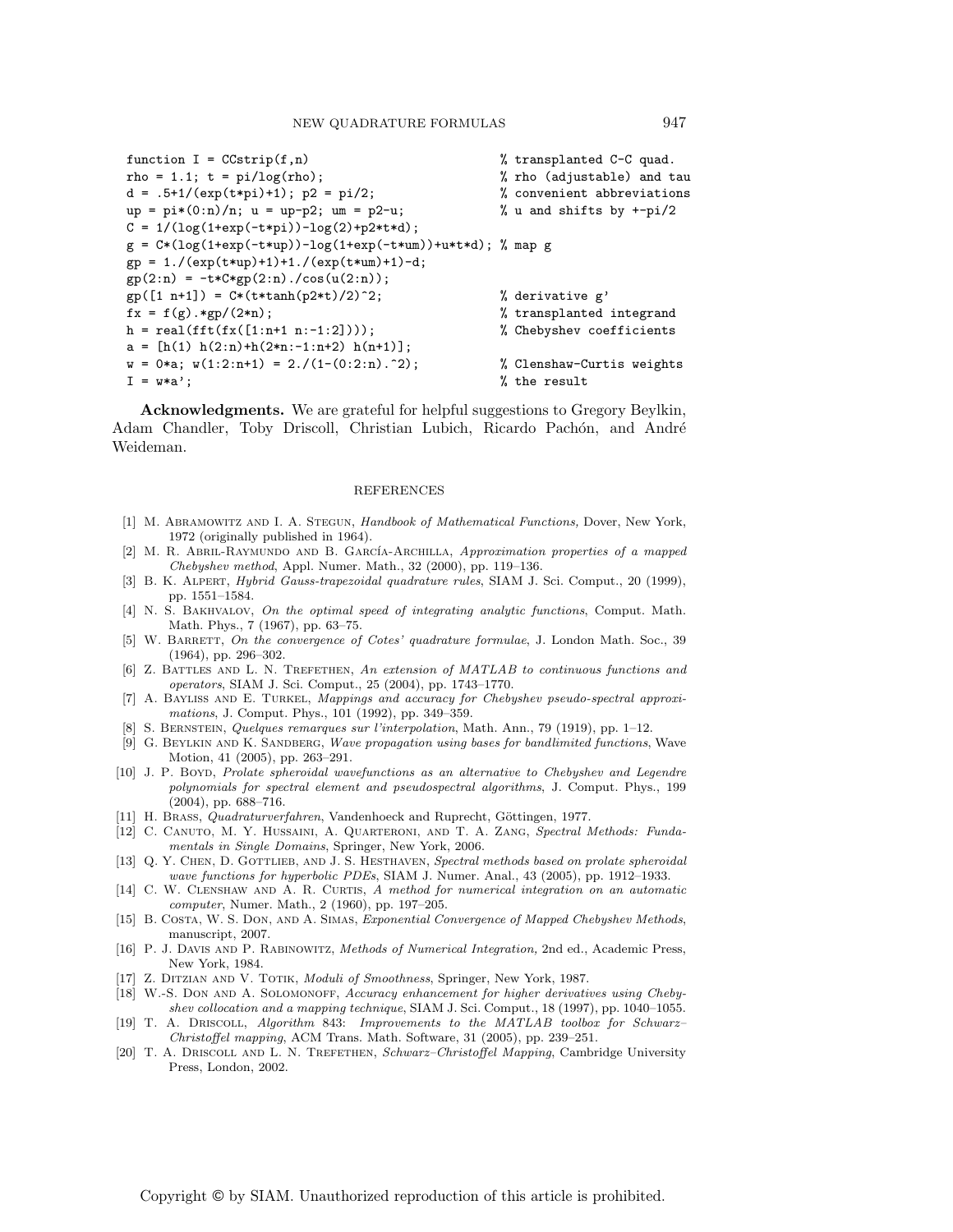```
function I = CCstrip(f,n)                               % transplanted C-C quad.
rho = 1.1; t = pi/log(rho);                             % rho (adjustable) and tau
d = .5+1/(exp(t*pi)+1); p2 = pi/2;                      % convenient abbreviations
up = pi*(0:n)/n; u = up-p2; um = p2-u;                  % u and shifts by +-pi/2
C = 1/(log(1+exp(-t*pi))-log(2)+p2*t*d);
g = C*(log(1+exp(-t*up))-log(1+exp(-t*um))+u*t*d); % map g
gp = 1./(exp(t*up)+1)+1./(exp(t*um)+1)-d;
gp(2:n) = -t*C*gp(2:n)./cos(u(2:n));
gp([1 n+1]) = C*(t*tanh(p2*t)/2)^2;                     % derivative g'
fx = f(g).*gp/(2*n);                                    % transplanted integrand
h = real(fft(fx([1:n+1 n:-1:2])));                      % Chebyshev coefficients
a = [h(1) h(2:n)+h(2*n:-1:n+2) h(n+1)];
w = 0*a; w(1:2:n+1) = 2./(1-(0:2:n).^2);                % Clenshaw-Curtis weights
I = w*a';                                               % the result
```

**Acknowledgments.** We are grateful for helpful suggestions to Gregory Beylkin, Adam Chandler, Toby Driscoll, Christian Lubich, Ricardo Pachón, and André Weideman.

## REFERENCES

[1] M. Abramowitz and I. A. Stegun, *Handbook of Mathematical Functions,* Dover, New York, 1972 (originally published in 1964).

[2] M. R. Abril-Raymundo and B. García-Archilla, *Approximation properties of a mapped Chebyshev method*, Appl. Numer. Math., 32 (2000), pp. 119–136.

[3] B. K. Alpert, *Hybrid Gauss-trapezoidal quadrature rules*, SIAM J. Sci. Comput., 20 (1999), pp. 1551–1584.

[4] N. S. Bakhvalov, *On the optimal speed of integrating analytic functions*, Comput. Math. Math. Phys., 7 (1967), pp. 63–75.

[5] W. Barrett, *On the convergence of Cotes' quadrature formulae*, J. London Math. Soc., 39 (1964), pp. 296–302.

[6] Z. Battles and L. N. Trefethen, *An extension of MATLAB to continuous functions and operators*, SIAM J. Sci. Comput., 25 (2004), pp. 1743–1770.

[7] A. Bayliss and E. Turkel, *Mappings and accuracy for Chebyshev pseudo-spectral approximations*, J. Comput. Phys., 101 (1992), pp. 349–359.

[8] S. Bernstein, *Quelques remarques sur l'interpolation*, Math. Ann., 79 (1919), pp. 1–12.

[9] G. Beylkin and K. Sandberg, *Wave propagation using bases for bandlimited functions*, Wave Motion, 41 (2005), pp. 263–291.

[10] J. P. Boyd, *Prolate spheroidal wavefunctions as an alternative to Chebyshev and Legendre polynomials for spectral element and pseudospectral algorithms*, J. Comput. Phys., 199 (2004), pp. 688–716.

[11] H. Brass, *Quadraturverfahren*, Vandenhoeck and Ruprecht, Göttingen, 1977.

[12] C. Canuto, M. Y. Hussaini, A. Quarteroni, and T. A. Zang, *Spectral Methods: Fundamentals in Single Domains*, Springer, New York, 2006.

[13] Q. Y. Chen, D. Gottlieb, and J. S. Hesthaven, *Spectral methods based on prolate spheroidal wave functions for hyperbolic PDEs*, SIAM J. Numer. Anal., 43 (2005), pp. 1912–1933.

[14] C. W. Clenshaw and A. R. Curtis, *A method for numerical integration on an automatic computer*, Numer. Math., 2 (1960), pp. 197–205.

[15] B. Costa, W. S. Don, and A. Simas, *Exponential Convergence of Mapped Chebyshev Methods*, manuscript, 2007.

[16] P. J. Davis and P. Rabinowitz, *Methods of Numerical Integration,* 2nd ed., Academic Press, New York, 1984.

[17] Z. Ditzian and V. Totik, *Moduli of Smoothness*, Springer, New York, 1987.

[18] W.-S. Don and A. Solomonoff, *Accuracy enhancement for higher derivatives using Chebyshev collocation and a mapping technique*, SIAM J. Sci. Comput., 18 (1997), pp. 1040–1055.

[19] T. A. Driscoll, *Algorithm 843: Improvements to the MATLAB toolbox for Schwarz–Christoffel mapping*, ACM Trans. Math. Software, 31 (2005), pp. 239–251.

[20] T. A. Driscoll and L. N. Trefethen, *Schwarz–Christoffel Mapping*, Cambridge University Press, London, 2002.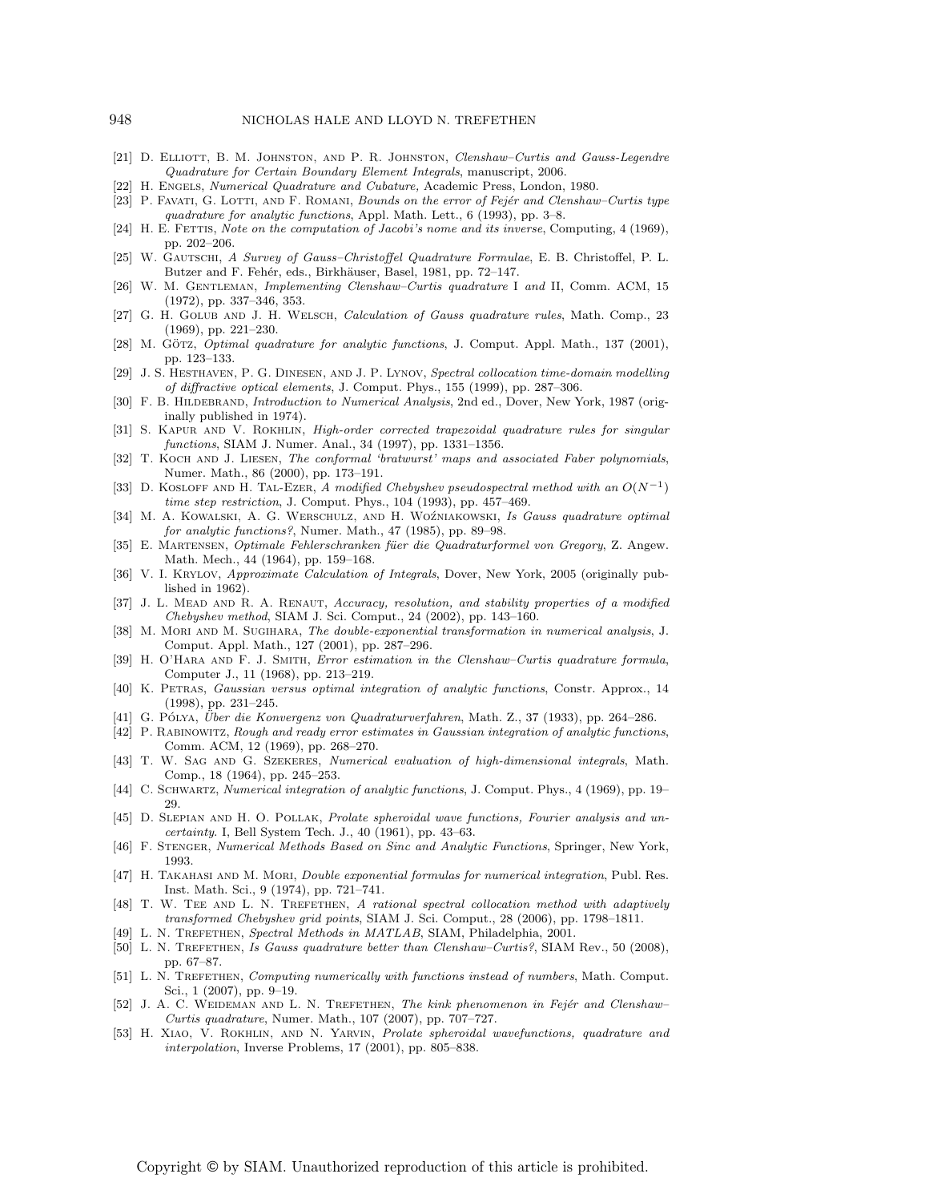[21] D. Elliott, B. M. Johnston, and P. R. Johnston, *Clenshaw–Curtis and Gauss-Legendre Quadrature for Certain Boundary Element Integrals*, manuscript, 2006.

[22] H. Engels, *Numerical Quadrature and Cubature,* Academic Press, London, 1980.

[23] P. Favati, G. Lotti, and F. Romani, *Bounds on the error of Fejér and Clenshaw–Curtis type quadrature for analytic functions*, Appl. Math. Lett., 6 (1993), pp. 3–8.

[24] H. E. Fettis, *Note on the computation of Jacobi's nome and its inverse*, Computing, 4 (1969), pp. 202–206.

[25] W. Gautschi, *A Survey of Gauss–Christoffel Quadrature Formulae*, E. B. Christoffel, P. L. Butzer and F. Fehér, eds., Birkhäuser, Basel, 1981, pp. 72–147.

[26] W. M. Gentleman, *Implementing Clenshaw–Curtis quadrature* I *and* II, Comm. ACM, 15 (1972), pp. 337–346, 353.

[27] G. H. Golub and J. H. Welsch, *Calculation of Gauss quadrature rules*, Math. Comp., 23 (1969), pp. 221–230.

[28] M. Götz, *Optimal quadrature for analytic functions*, J. Comput. Appl. Math., 137 (2001), pp. 123–133.

[29] J. S. Hesthaven, P. G. Dinesen, and J. P. Lynov, *Spectral collocation time-domain modelling of diffractive optical elements*, J. Comput. Phys., 155 (1999), pp. 287–306.

[30] F. B. Hildebrand, *Introduction to Numerical Analysis*, 2nd ed., Dover, New York, 1987 (originally published in 1974).

[31] S. Kapur and V. Rokhlin, *High-order corrected trapezoidal quadrature rules for singular functions*, SIAM J. Numer. Anal., 34 (1997), pp. 1331–1356.

[32] T. Koch and J. Liesen, *The conformal 'bratwurst' maps and associated Faber polynomials*, Numer. Math., 86 (2000), pp. 173–191.

[33] D. Kosloff and H. Tal-Ezer, *A modified Chebyshev pseudospectral method with an $O(N^{-1})$ time step restriction*, J. Comput. Phys., 104 (1993), pp. 457–469.

[34] M. A. Kowalski, A. G. Werschulz, and H. Woźniakowski, *Is Gauss quadrature optimal for analytic functions?*, Numer. Math., 47 (1985), pp. 89–98.

[35] E. Martensen, *Optimale Fehlerschranken füer die Quadraturformel von Gregory*, Z. Angew. Math. Mech., 44 (1964), pp. 159–168.

[36] V. I. Krylov, *Approximate Calculation of Integrals*, Dover, New York, 2005 (originally published in 1962).

[37] J. L. Mead and R. A. Renaut, *Accuracy, resolution, and stability properties of a modified Chebyshev method*, SIAM J. Sci. Comput., 24 (2002), pp. 143–160.

[38] M. Mori and M. Sugihara, *The double-exponential transformation in numerical analysis*, J. Comput. Appl. Math., 127 (2001), pp. 287–296.

[39] H. O'Hara and F. J. Smith, *Error estimation in the Clenshaw–Curtis quadrature formula*, Computer J., 11 (1968), pp. 213–219.

[40] K. Petras, *Gaussian versus optimal integration of analytic functions*, Constr. Approx., 14 (1998), pp. 231–245.

[41] G. Pólya, *Über die Konvergenz von Quadraturverfahren*, Math. Z., 37 (1933), pp. 264–286.

[42] P. Rabinowitz, *Rough and ready error estimates in Gaussian integration of analytic functions*, Comm. ACM, 12 (1969), pp. 268–270.

[43] T. W. Sag and G. Szekeres, *Numerical evaluation of high-dimensional integrals*, Math. Comp., 18 (1964), pp. 245–253.

[44] C. Schwartz, *Numerical integration of analytic functions*, J. Comput. Phys., 4 (1969), pp. 19–29.

[45] D. Slepian and H. O. Pollak, *Prolate spheroidal wave functions, Fourier analysis and uncertainty*. I, Bell System Tech. J., 40 (1961), pp. 43–63.

[46] F. Stenger, *Numerical Methods Based on Sinc and Analytic Functions*, Springer, New York, 1993.

[47] H. Takahasi and M. Mori, *Double exponential formulas for numerical integration*, Publ. Res. Inst. Math. Sci., 9 (1974), pp. 721–741.

[48] T. W. Tee and L. N. Trefethen, *A rational spectral collocation method with adaptively transformed Chebyshev grid points*, SIAM J. Sci. Comput., 28 (2006), pp. 1798–1811.

[49] L. N. Trefethen, *Spectral Methods in MATLAB*, SIAM, Philadelphia, 2001.

[50] L. N. Trefethen, *Is Gauss quadrature better than Clenshaw–Curtis?*, SIAM Rev., 50 (2008), pp. 67–87.

[51] L. N. Trefethen, *Computing numerically with functions instead of numbers*, Math. Comput. Sci., 1 (2007), pp. 9–19.

[52] J. A. C. Weideman and L. N. Trefethen, *The kink phenomenon in Fejér and Clenshaw–Curtis quadrature*, Numer. Math., 107 (2007), pp. 707–727.

[53] H. Xiao, V. Rokhlin, and N. Yarvin, *Prolate spheroidal wavefunctions, quadrature and interpolation*, Inverse Problems, 17 (2001), pp. 805–838.